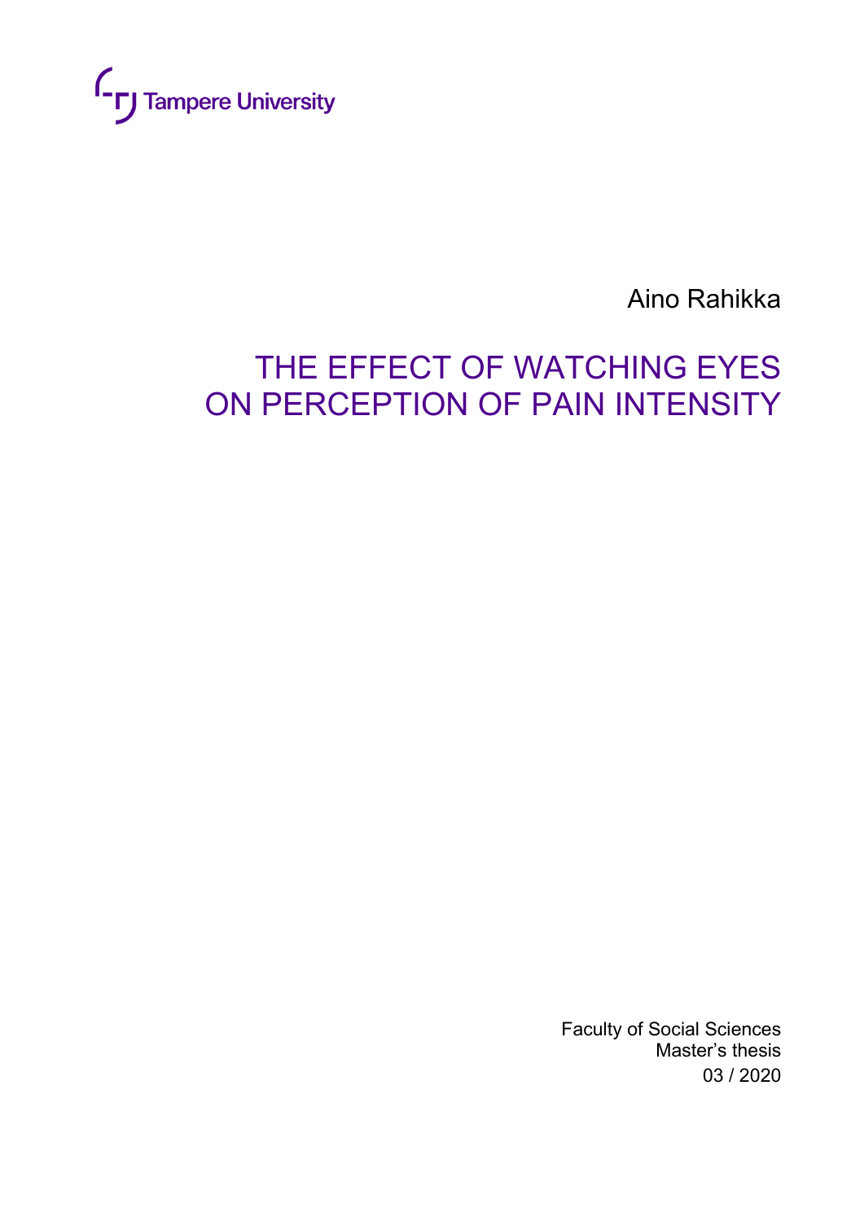Tampere University

Aino Rahikka

# THE EFFECT OF WATCHING EYES ON PERCEPTION OF PAIN INTENSITY

Faculty of Social Sciences
Master's thesis
03 / 2020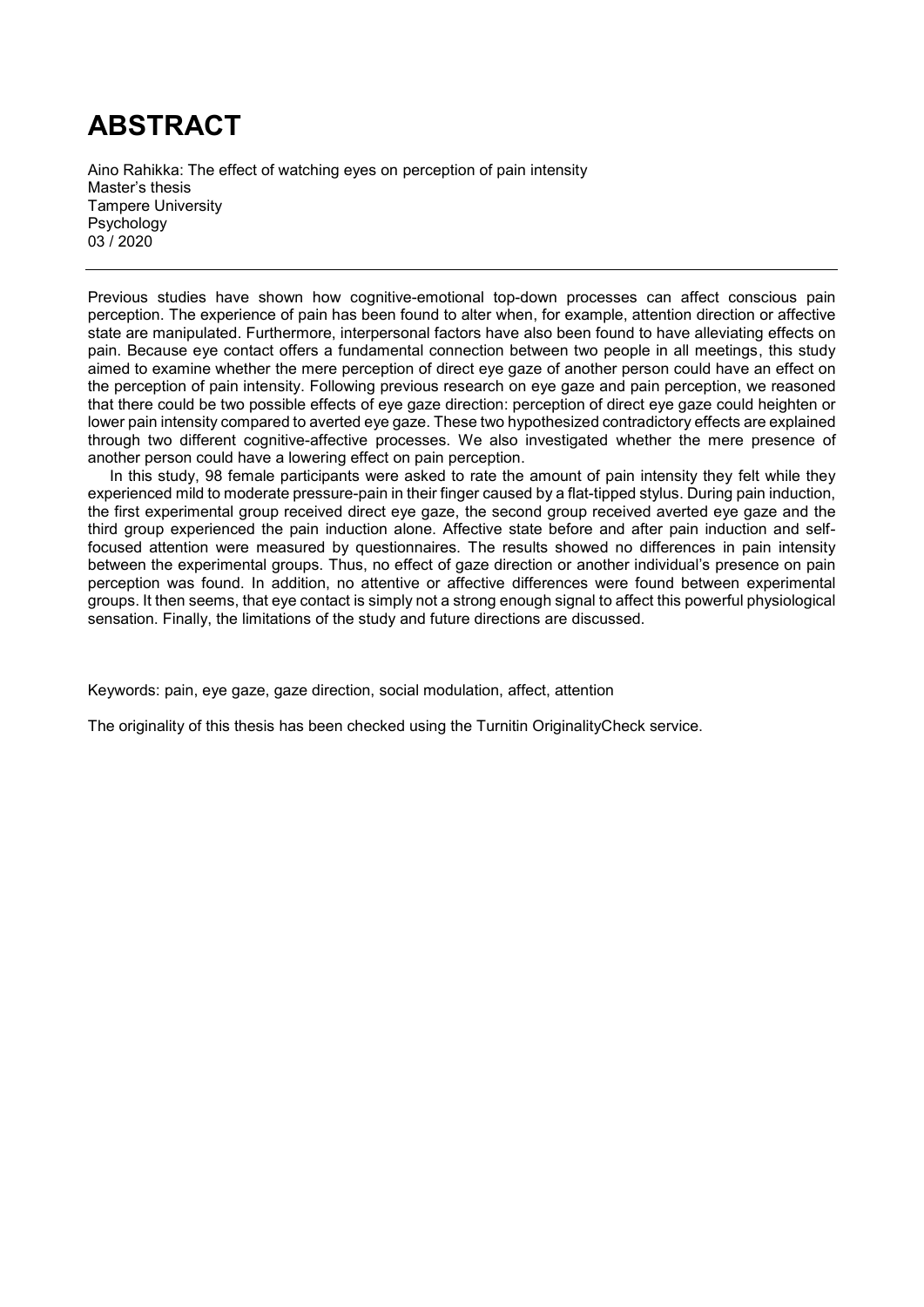# ABSTRACT

Aino Rahikka: The effect of watching eyes on perception of pain intensity
Master's thesis
Tampere University
Psychology
03 / 2020

---

Previous studies have shown how cognitive-emotional top-down processes can affect conscious pain perception. The experience of pain has been found to alter when, for example, attention direction or affective state are manipulated. Furthermore, interpersonal factors have also been found to have alleviating effects on pain. Because eye contact offers a fundamental connection between two people in all meetings, this study aimed to examine whether the mere perception of direct eye gaze of another person could have an effect on the perception of pain intensity. Following previous research on eye gaze and pain perception, we reasoned that there could be two possible effects of eye gaze direction: perception of direct eye gaze could heighten or lower pain intensity compared to averted eye gaze. These two hypothesized contradictory effects are explained through two different cognitive-affective processes. We also investigated whether the mere presence of another person could have a lowering effect on pain perception.

In this study, 98 female participants were asked to rate the amount of pain intensity they felt while they experienced mild to moderate pressure-pain in their finger caused by a flat-tipped stylus. During pain induction, the first experimental group received direct eye gaze, the second group received averted eye gaze and the third group experienced the pain induction alone. Affective state before and after pain induction and self-focused attention were measured by questionnaires. The results showed no differences in pain intensity between the experimental groups. Thus, no effect of gaze direction or another individual's presence on pain perception was found. In addition, no attentive or affective differences were found between experimental groups. It then seems, that eye contact is simply not a strong enough signal to affect this powerful physiological sensation. Finally, the limitations of the study and future directions are discussed.

Keywords: pain, eye gaze, gaze direction, social modulation, affect, attention

The originality of this thesis has been checked using the Turnitin OriginalityCheck service.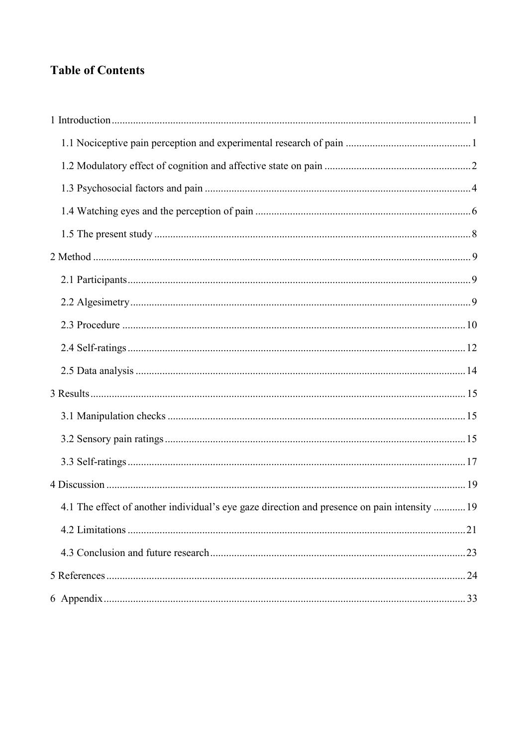# Table of Contents

1 Introduction ... 1

- 1.1 Nociceptive pain perception and experimental research of pain ... 1
- 1.2 Modulatory effect of cognition and affective state on pain ... 2
- 1.3 Psychosocial factors and pain ... 4
- 1.4 Watching eyes and the perception of pain ... 6
- 1.5 The present study ... 8

2 Method ... 9

- 2.1 Participants ... 9
- 2.2 Algesimetry ... 9
- 2.3 Procedure ... 10
- 2.4 Self-ratings ... 12
- 2.5 Data analysis ... 14

3 Results ... 15

- 3.1 Manipulation checks ... 15
- 3.2 Sensory pain ratings ... 15
- 3.3 Self-ratings ... 17

4 Discussion ... 19

- 4.1 The effect of another individual's eye gaze direction and presence on pain intensity ... 19
- 4.2 Limitations ... 21
- 4.3 Conclusion and future research ... 23

5 References ... 24

6 Appendix ... 33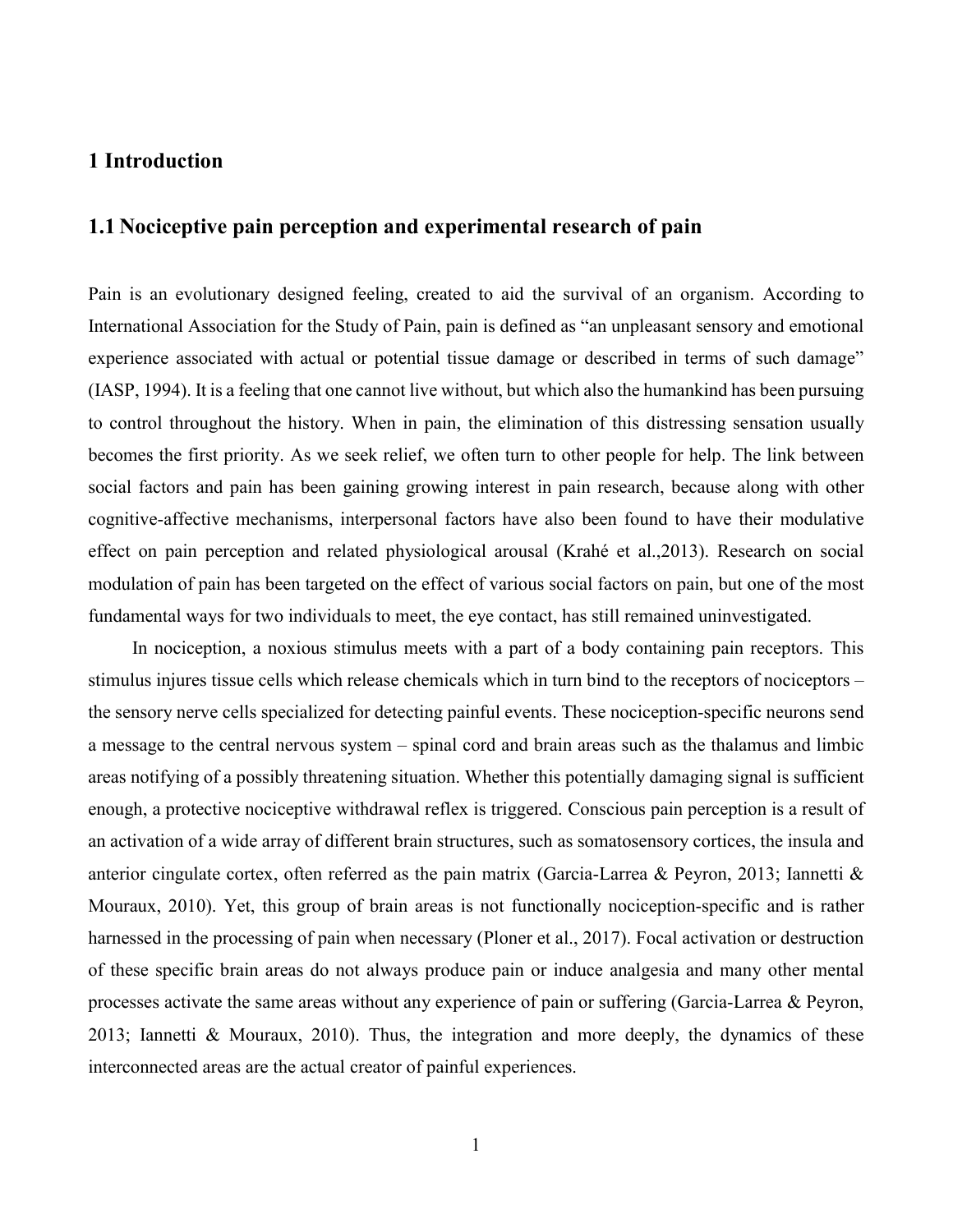# 1 Introduction

## 1.1 Nociceptive pain perception and experimental research of pain

Pain is an evolutionary designed feeling, created to aid the survival of an organism. According to International Association for the Study of Pain, pain is defined as "an unpleasant sensory and emotional experience associated with actual or potential tissue damage or described in terms of such damage" (IASP, 1994). It is a feeling that one cannot live without, but which also the humankind has been pursuing to control throughout the history. When in pain, the elimination of this distressing sensation usually becomes the first priority. As we seek relief, we often turn to other people for help. The link between social factors and pain has been gaining growing interest in pain research, because along with other cognitive-affective mechanisms, interpersonal factors have also been found to have their modulative effect on pain perception and related physiological arousal (Krahé et al.,2013). Research on social modulation of pain has been targeted on the effect of various social factors on pain, but one of the most fundamental ways for two individuals to meet, the eye contact, has still remained uninvestigated.

In nociception, a noxious stimulus meets with a part of a body containing pain receptors. This stimulus injures tissue cells which release chemicals which in turn bind to the receptors of nociceptors – the sensory nerve cells specialized for detecting painful events. These nociception-specific neurons send a message to the central nervous system – spinal cord and brain areas such as the thalamus and limbic areas notifying of a possibly threatening situation. Whether this potentially damaging signal is sufficient enough, a protective nociceptive withdrawal reflex is triggered. Conscious pain perception is a result of an activation of a wide array of different brain structures, such as somatosensory cortices, the insula and anterior cingulate cortex, often referred as the pain matrix (Garcia-Larrea & Peyron, 2013; Iannetti & Mouraux, 2010). Yet, this group of brain areas is not functionally nociception-specific and is rather harnessed in the processing of pain when necessary (Ploner et al., 2017). Focal activation or destruction of these specific brain areas do not always produce pain or induce analgesia and many other mental processes activate the same areas without any experience of pain or suffering (Garcia-Larrea & Peyron, 2013; Iannetti & Mouraux, 2010). Thus, the integration and more deeply, the dynamics of these interconnected areas are the actual creator of painful experiences.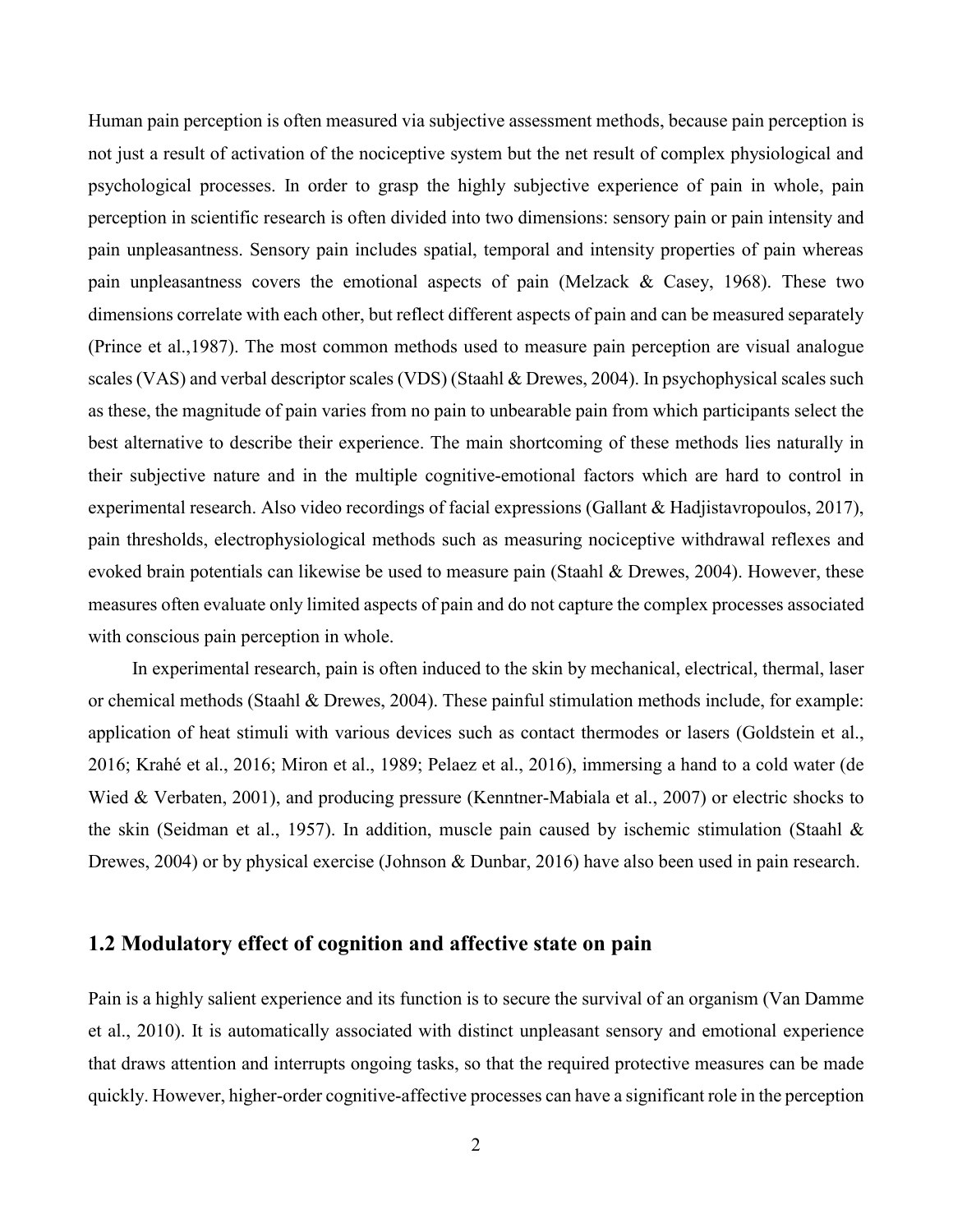Human pain perception is often measured via subjective assessment methods, because pain perception is not just a result of activation of the nociceptive system but the net result of complex physiological and psychological processes. In order to grasp the highly subjective experience of pain in whole, pain perception in scientific research is often divided into two dimensions: sensory pain or pain intensity and pain unpleasantness. Sensory pain includes spatial, temporal and intensity properties of pain whereas pain unpleasantness covers the emotional aspects of pain (Melzack & Casey, 1968). These two dimensions correlate with each other, but reflect different aspects of pain and can be measured separately (Prince et al.,1987). The most common methods used to measure pain perception are visual analogue scales (VAS) and verbal descriptor scales (VDS) (Staahl & Drewes, 2004). In psychophysical scales such as these, the magnitude of pain varies from no pain to unbearable pain from which participants select the best alternative to describe their experience. The main shortcoming of these methods lies naturally in their subjective nature and in the multiple cognitive-emotional factors which are hard to control in experimental research. Also video recordings of facial expressions (Gallant & Hadjistavropoulos, 2017), pain thresholds, electrophysiological methods such as measuring nociceptive withdrawal reflexes and evoked brain potentials can likewise be used to measure pain (Staahl & Drewes, 2004). However, these measures often evaluate only limited aspects of pain and do not capture the complex processes associated with conscious pain perception in whole.

In experimental research, pain is often induced to the skin by mechanical, electrical, thermal, laser or chemical methods (Staahl & Drewes, 2004). These painful stimulation methods include, for example: application of heat stimuli with various devices such as contact thermodes or lasers (Goldstein et al., 2016; Krahé et al., 2016; Miron et al., 1989; Pelaez et al., 2016), immersing a hand to a cold water (de Wied & Verbaten, 2001), and producing pressure (Kenntner-Mabiala et al., 2007) or electric shocks to the skin (Seidman et al., 1957). In addition, muscle pain caused by ischemic stimulation (Staahl & Drewes, 2004) or by physical exercise (Johnson & Dunbar, 2016) have also been used in pain research.

## 1.2 Modulatory effect of cognition and affective state on pain

Pain is a highly salient experience and its function is to secure the survival of an organism (Van Damme et al., 2010). It is automatically associated with distinct unpleasant sensory and emotional experience that draws attention and interrupts ongoing tasks, so that the required protective measures can be made quickly. However, higher-order cognitive-affective processes can have a significant role in the perception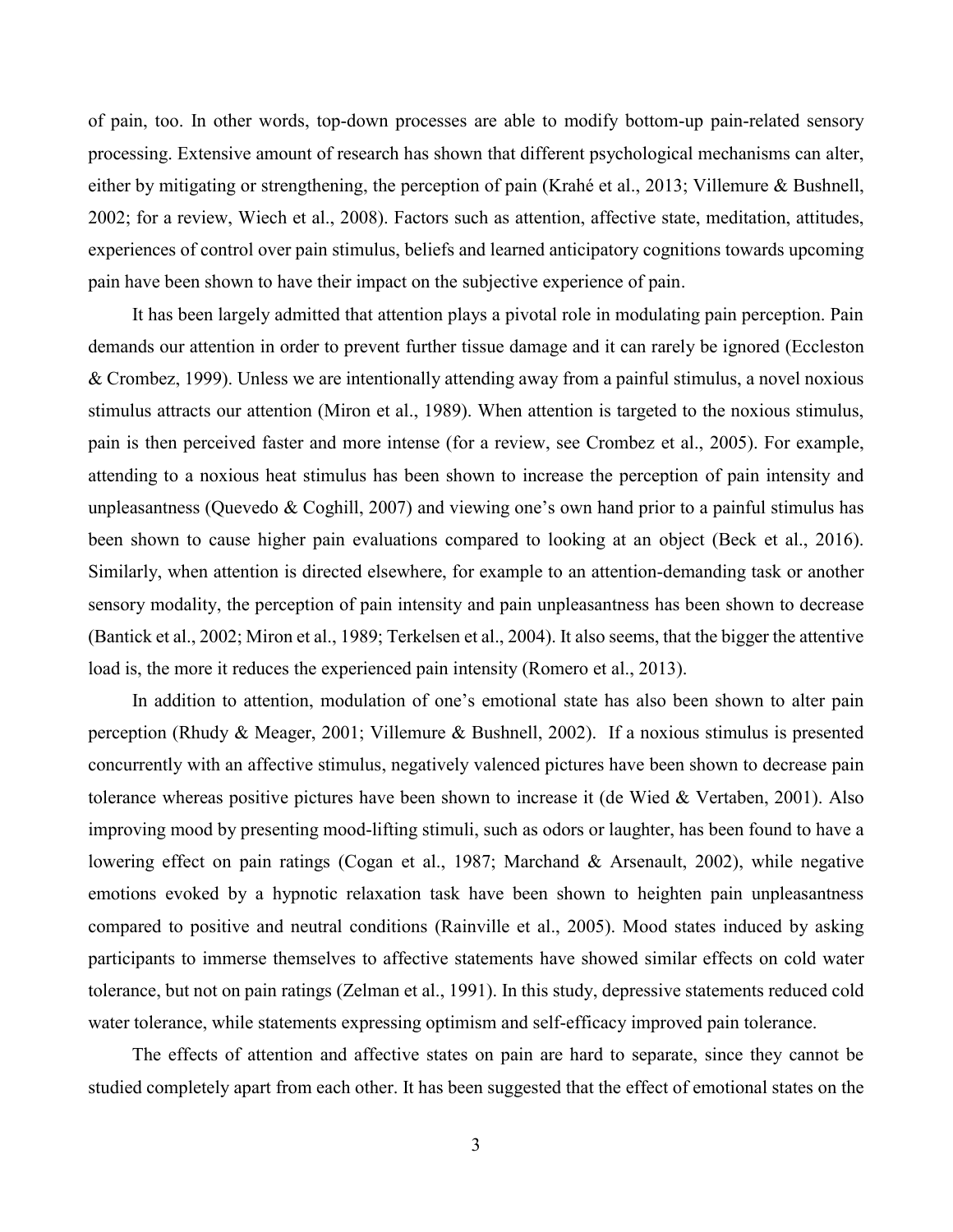of pain, too. In other words, top-down processes are able to modify bottom-up pain-related sensory processing. Extensive amount of research has shown that different psychological mechanisms can alter, either by mitigating or strengthening, the perception of pain (Krahé et al., 2013; Villemure & Bushnell, 2002; for a review, Wiech et al., 2008). Factors such as attention, affective state, meditation, attitudes, experiences of control over pain stimulus, beliefs and learned anticipatory cognitions towards upcoming pain have been shown to have their impact on the subjective experience of pain.

It has been largely admitted that attention plays a pivotal role in modulating pain perception. Pain demands our attention in order to prevent further tissue damage and it can rarely be ignored (Eccleston & Crombez, 1999). Unless we are intentionally attending away from a painful stimulus, a novel noxious stimulus attracts our attention (Miron et al., 1989). When attention is targeted to the noxious stimulus, pain is then perceived faster and more intense (for a review, see Crombez et al., 2005). For example, attending to a noxious heat stimulus has been shown to increase the perception of pain intensity and unpleasantness (Quevedo & Coghill, 2007) and viewing one's own hand prior to a painful stimulus has been shown to cause higher pain evaluations compared to looking at an object (Beck et al., 2016). Similarly, when attention is directed elsewhere, for example to an attention-demanding task or another sensory modality, the perception of pain intensity and pain unpleasantness has been shown to decrease (Bantick et al., 2002; Miron et al., 1989; Terkelsen et al., 2004). It also seems, that the bigger the attentive load is, the more it reduces the experienced pain intensity (Romero et al., 2013).

In addition to attention, modulation of one's emotional state has also been shown to alter pain perception (Rhudy & Meager, 2001; Villemure & Bushnell, 2002). If a noxious stimulus is presented concurrently with an affective stimulus, negatively valenced pictures have been shown to decrease pain tolerance whereas positive pictures have been shown to increase it (de Wied & Vertaben, 2001). Also improving mood by presenting mood-lifting stimuli, such as odors or laughter, has been found to have a lowering effect on pain ratings (Cogan et al., 1987; Marchand & Arsenault, 2002), while negative emotions evoked by a hypnotic relaxation task have been shown to heighten pain unpleasantness compared to positive and neutral conditions (Rainville et al., 2005). Mood states induced by asking participants to immerse themselves to affective statements have showed similar effects on cold water tolerance, but not on pain ratings (Zelman et al., 1991). In this study, depressive statements reduced cold water tolerance, while statements expressing optimism and self-efficacy improved pain tolerance.

The effects of attention and affective states on pain are hard to separate, since they cannot be studied completely apart from each other. It has been suggested that the effect of emotional states on the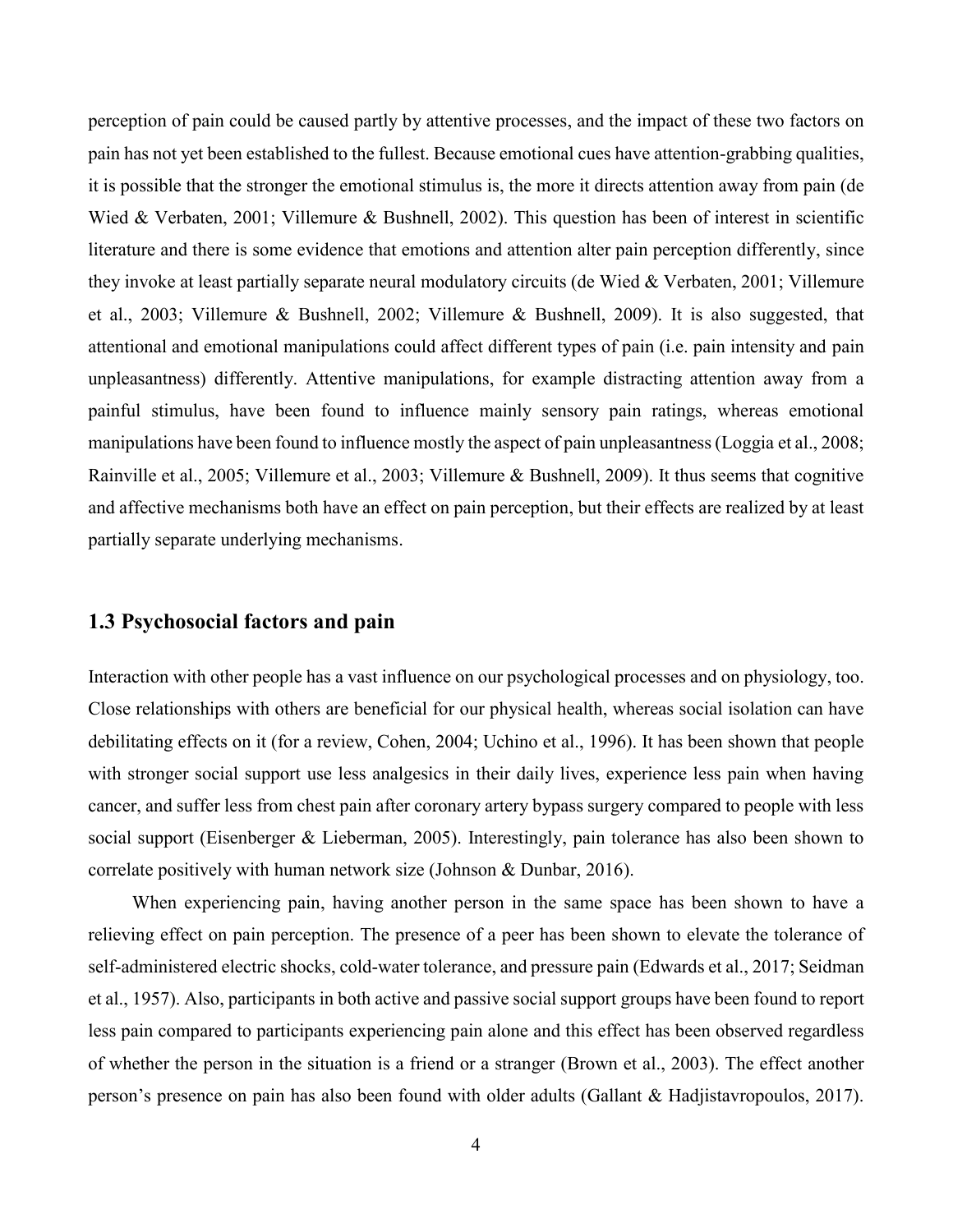perception of pain could be caused partly by attentive processes, and the impact of these two factors on pain has not yet been established to the fullest. Because emotional cues have attention-grabbing qualities, it is possible that the stronger the emotional stimulus is, the more it directs attention away from pain (de Wied & Verbaten, 2001; Villemure & Bushnell, 2002). This question has been of interest in scientific literature and there is some evidence that emotions and attention alter pain perception differently, since they invoke at least partially separate neural modulatory circuits (de Wied & Verbaten, 2001; Villemure et al., 2003; Villemure & Bushnell, 2002; Villemure & Bushnell, 2009). It is also suggested, that attentional and emotional manipulations could affect different types of pain (i.e. pain intensity and pain unpleasantness) differently. Attentive manipulations, for example distracting attention away from a painful stimulus, have been found to influence mainly sensory pain ratings, whereas emotional manipulations have been found to influence mostly the aspect of pain unpleasantness (Loggia et al., 2008; Rainville et al., 2005; Villemure et al., 2003; Villemure & Bushnell, 2009). It thus seems that cognitive and affective mechanisms both have an effect on pain perception, but their effects are realized by at least partially separate underlying mechanisms.

## 1.3 Psychosocial factors and pain

Interaction with other people has a vast influence on our psychological processes and on physiology, too. Close relationships with others are beneficial for our physical health, whereas social isolation can have debilitating effects on it (for a review, Cohen, 2004; Uchino et al., 1996). It has been shown that people with stronger social support use less analgesics in their daily lives, experience less pain when having cancer, and suffer less from chest pain after coronary artery bypass surgery compared to people with less social support (Eisenberger & Lieberman, 2005). Interestingly, pain tolerance has also been shown to correlate positively with human network size (Johnson & Dunbar, 2016).

When experiencing pain, having another person in the same space has been shown to have a relieving effect on pain perception. The presence of a peer has been shown to elevate the tolerance of self-administered electric shocks, cold-water tolerance, and pressure pain (Edwards et al., 2017; Seidman et al., 1957). Also, participants in both active and passive social support groups have been found to report less pain compared to participants experiencing pain alone and this effect has been observed regardless of whether the person in the situation is a friend or a stranger (Brown et al., 2003). The effect another person's presence on pain has also been found with older adults (Gallant & Hadjistavropoulos, 2017).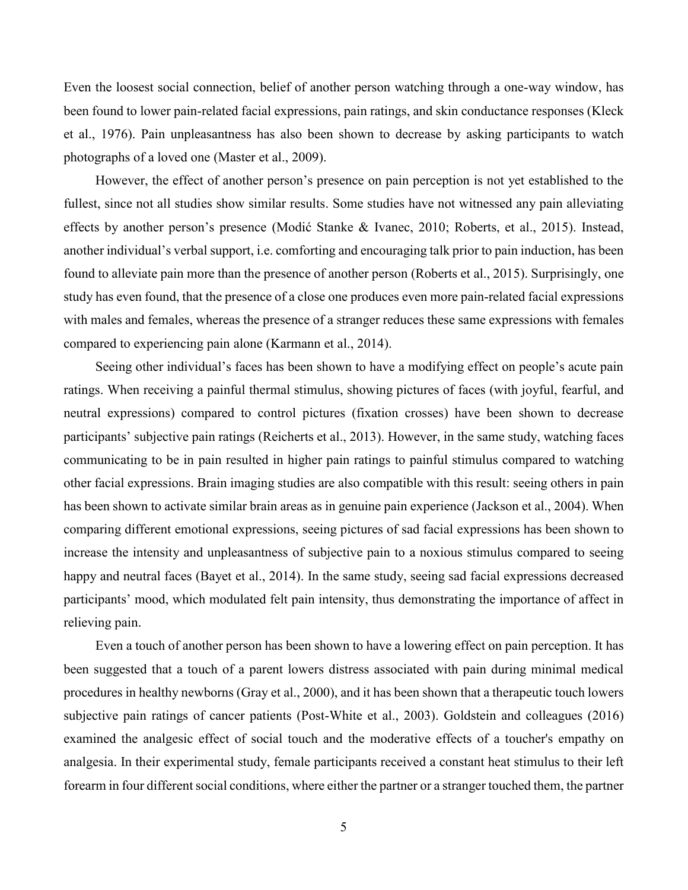Even the loosest social connection, belief of another person watching through a one-way window, has been found to lower pain-related facial expressions, pain ratings, and skin conductance responses (Kleck et al., 1976). Pain unpleasantness has also been shown to decrease by asking participants to watch photographs of a loved one (Master et al., 2009).

However, the effect of another person's presence on pain perception is not yet established to the fullest, since not all studies show similar results. Some studies have not witnessed any pain alleviating effects by another person's presence (Modić Stanke & Ivanec, 2010; Roberts, et al., 2015). Instead, another individual's verbal support, i.e. comforting and encouraging talk prior to pain induction, has been found to alleviate pain more than the presence of another person (Roberts et al., 2015). Surprisingly, one study has even found, that the presence of a close one produces even more pain-related facial expressions with males and females, whereas the presence of a stranger reduces these same expressions with females compared to experiencing pain alone (Karmann et al., 2014).

Seeing other individual's faces has been shown to have a modifying effect on people's acute pain ratings. When receiving a painful thermal stimulus, showing pictures of faces (with joyful, fearful, and neutral expressions) compared to control pictures (fixation crosses) have been shown to decrease participants' subjective pain ratings (Reicherts et al., 2013). However, in the same study, watching faces communicating to be in pain resulted in higher pain ratings to painful stimulus compared to watching other facial expressions. Brain imaging studies are also compatible with this result: seeing others in pain has been shown to activate similar brain areas as in genuine pain experience (Jackson et al., 2004). When comparing different emotional expressions, seeing pictures of sad facial expressions has been shown to increase the intensity and unpleasantness of subjective pain to a noxious stimulus compared to seeing happy and neutral faces (Bayet et al., 2014). In the same study, seeing sad facial expressions decreased participants' mood, which modulated felt pain intensity, thus demonstrating the importance of affect in relieving pain.

Even a touch of another person has been shown to have a lowering effect on pain perception. It has been suggested that a touch of a parent lowers distress associated with pain during minimal medical procedures in healthy newborns (Gray et al., 2000), and it has been shown that a therapeutic touch lowers subjective pain ratings of cancer patients (Post-White et al., 2003). Goldstein and colleagues (2016) examined the analgesic effect of social touch and the moderative effects of a toucher's empathy on analgesia. In their experimental study, female participants received a constant heat stimulus to their left forearm in four different social conditions, where either the partner or a stranger touched them, the partner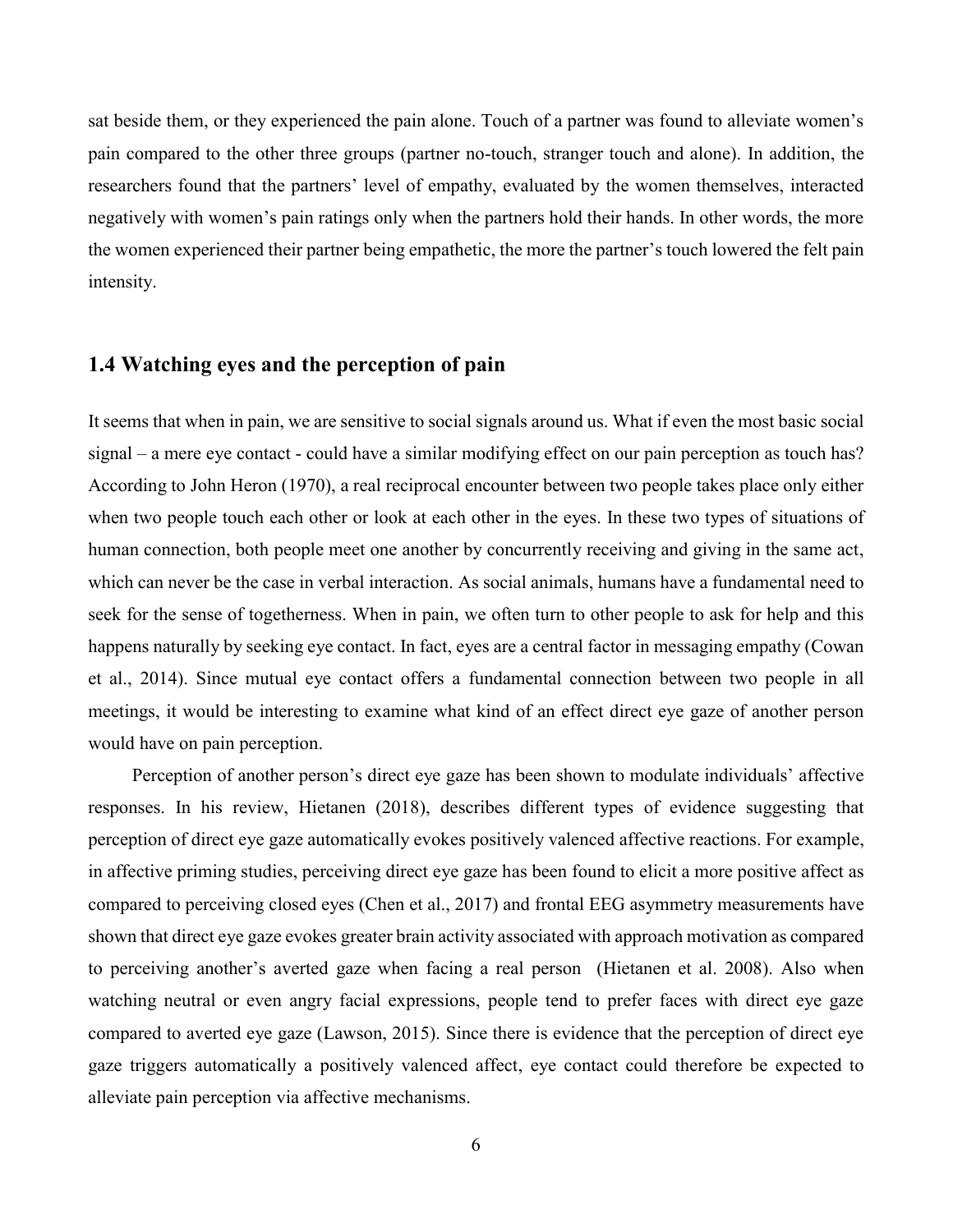sat beside them, or they experienced the pain alone. Touch of a partner was found to alleviate women's pain compared to the other three groups (partner no-touch, stranger touch and alone). In addition, the researchers found that the partners' level of empathy, evaluated by the women themselves, interacted negatively with women's pain ratings only when the partners hold their hands. In other words, the more the women experienced their partner being empathetic, the more the partner's touch lowered the felt pain intensity.

## 1.4 Watching eyes and the perception of pain

It seems that when in pain, we are sensitive to social signals around us. What if even the most basic social signal – a mere eye contact - could have a similar modifying effect on our pain perception as touch has? According to John Heron (1970), a real reciprocal encounter between two people takes place only either when two people touch each other or look at each other in the eyes. In these two types of situations of human connection, both people meet one another by concurrently receiving and giving in the same act, which can never be the case in verbal interaction. As social animals, humans have a fundamental need to seek for the sense of togetherness. When in pain, we often turn to other people to ask for help and this happens naturally by seeking eye contact. In fact, eyes are a central factor in messaging empathy (Cowan et al., 2014). Since mutual eye contact offers a fundamental connection between two people in all meetings, it would be interesting to examine what kind of an effect direct eye gaze of another person would have on pain perception.

Perception of another person's direct eye gaze has been shown to modulate individuals' affective responses. In his review, Hietanen (2018), describes different types of evidence suggesting that perception of direct eye gaze automatically evokes positively valenced affective reactions. For example, in affective priming studies, perceiving direct eye gaze has been found to elicit a more positive affect as compared to perceiving closed eyes (Chen et al., 2017) and frontal EEG asymmetry measurements have shown that direct eye gaze evokes greater brain activity associated with approach motivation as compared to perceiving another's averted gaze when facing a real person (Hietanen et al. 2008). Also when watching neutral or even angry facial expressions, people tend to prefer faces with direct eye gaze compared to averted eye gaze (Lawson, 2015). Since there is evidence that the perception of direct eye gaze triggers automatically a positively valenced affect, eye contact could therefore be expected to alleviate pain perception via affective mechanisms.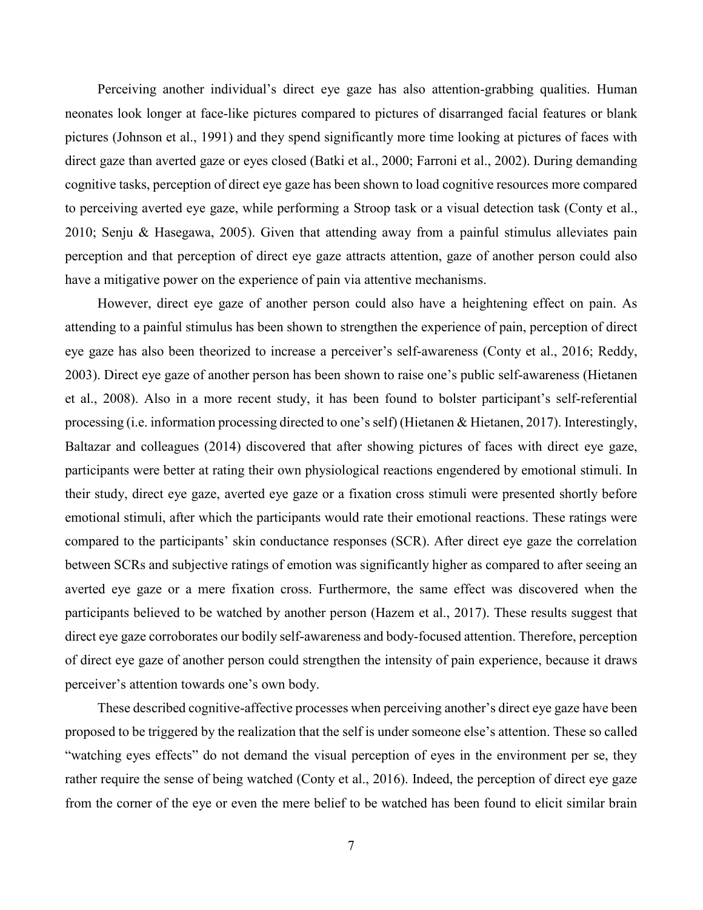Perceiving another individual's direct eye gaze has also attention-grabbing qualities. Human neonates look longer at face-like pictures compared to pictures of disarranged facial features or blank pictures (Johnson et al., 1991) and they spend significantly more time looking at pictures of faces with direct gaze than averted gaze or eyes closed (Batki et al., 2000; Farroni et al., 2002). During demanding cognitive tasks, perception of direct eye gaze has been shown to load cognitive resources more compared to perceiving averted eye gaze, while performing a Stroop task or a visual detection task (Conty et al., 2010; Senju & Hasegawa, 2005). Given that attending away from a painful stimulus alleviates pain perception and that perception of direct eye gaze attracts attention, gaze of another person could also have a mitigative power on the experience of pain via attentive mechanisms.

However, direct eye gaze of another person could also have a heightening effect on pain. As attending to a painful stimulus has been shown to strengthen the experience of pain, perception of direct eye gaze has also been theorized to increase a perceiver's self-awareness (Conty et al., 2016; Reddy, 2003). Direct eye gaze of another person has been shown to raise one's public self-awareness (Hietanen et al., 2008). Also in a more recent study, it has been found to bolster participant's self-referential processing (i.e. information processing directed to one's self) (Hietanen & Hietanen, 2017). Interestingly, Baltazar and colleagues (2014) discovered that after showing pictures of faces with direct eye gaze, participants were better at rating their own physiological reactions engendered by emotional stimuli. In their study, direct eye gaze, averted eye gaze or a fixation cross stimuli were presented shortly before emotional stimuli, after which the participants would rate their emotional reactions. These ratings were compared to the participants' skin conductance responses (SCR). After direct eye gaze the correlation between SCRs and subjective ratings of emotion was significantly higher as compared to after seeing an averted eye gaze or a mere fixation cross. Furthermore, the same effect was discovered when the participants believed to be watched by another person (Hazem et al., 2017). These results suggest that direct eye gaze corroborates our bodily self-awareness and body-focused attention. Therefore, perception of direct eye gaze of another person could strengthen the intensity of pain experience, because it draws perceiver's attention towards one's own body.

These described cognitive-affective processes when perceiving another's direct eye gaze have been proposed to be triggered by the realization that the self is under someone else's attention. These so called "watching eyes effects" do not demand the visual perception of eyes in the environment per se, they rather require the sense of being watched (Conty et al., 2016). Indeed, the perception of direct eye gaze from the corner of the eye or even the mere belief to be watched has been found to elicit similar brain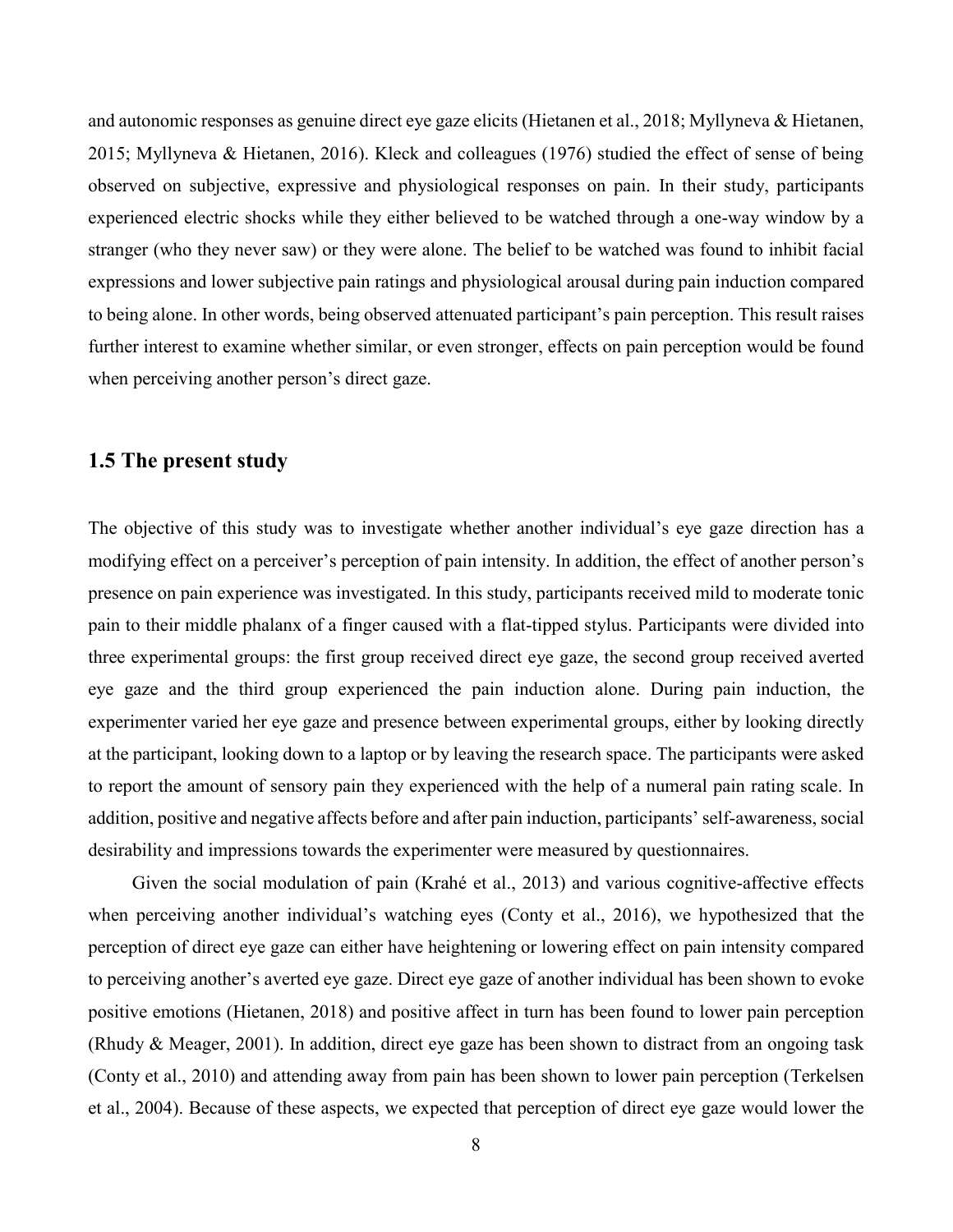and autonomic responses as genuine direct eye gaze elicits (Hietanen et al., 2018; Myllyneva & Hietanen, 2015; Myllyneva & Hietanen, 2016). Kleck and colleagues (1976) studied the effect of sense of being observed on subjective, expressive and physiological responses on pain. In their study, participants experienced electric shocks while they either believed to be watched through a one-way window by a stranger (who they never saw) or they were alone. The belief to be watched was found to inhibit facial expressions and lower subjective pain ratings and physiological arousal during pain induction compared to being alone. In other words, being observed attenuated participant's pain perception. This result raises further interest to examine whether similar, or even stronger, effects on pain perception would be found when perceiving another person's direct gaze.

## 1.5 The present study

The objective of this study was to investigate whether another individual's eye gaze direction has a modifying effect on a perceiver's perception of pain intensity. In addition, the effect of another person's presence on pain experience was investigated. In this study, participants received mild to moderate tonic pain to their middle phalanx of a finger caused with a flat-tipped stylus. Participants were divided into three experimental groups: the first group received direct eye gaze, the second group received averted eye gaze and the third group experienced the pain induction alone. During pain induction, the experimenter varied her eye gaze and presence between experimental groups, either by looking directly at the participant, looking down to a laptop or by leaving the research space. The participants were asked to report the amount of sensory pain they experienced with the help of a numeral pain rating scale. In addition, positive and negative affects before and after pain induction, participants' self-awareness, social desirability and impressions towards the experimenter were measured by questionnaires.

Given the social modulation of pain (Krahé et al., 2013) and various cognitive-affective effects when perceiving another individual's watching eyes (Conty et al., 2016), we hypothesized that the perception of direct eye gaze can either have heightening or lowering effect on pain intensity compared to perceiving another's averted eye gaze. Direct eye gaze of another individual has been shown to evoke positive emotions (Hietanen, 2018) and positive affect in turn has been found to lower pain perception (Rhudy & Meager, 2001). In addition, direct eye gaze has been shown to distract from an ongoing task (Conty et al., 2010) and attending away from pain has been shown to lower pain perception (Terkelsen et al., 2004). Because of these aspects, we expected that perception of direct eye gaze would lower the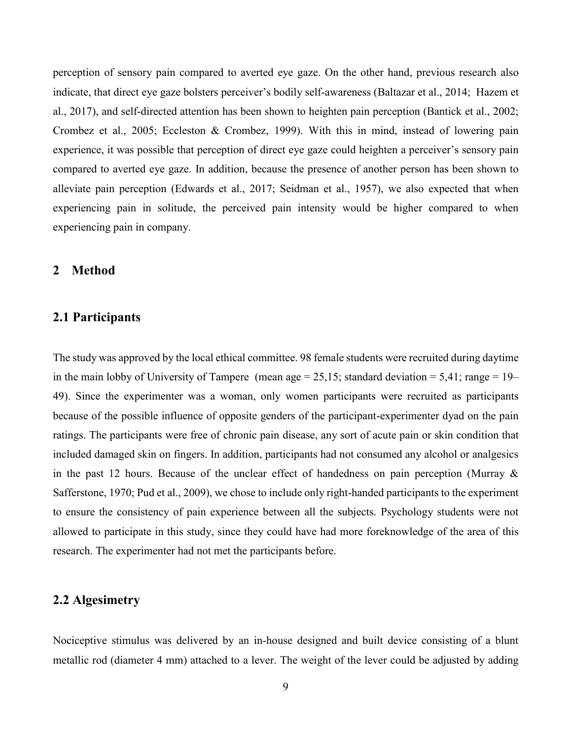perception of sensory pain compared to averted eye gaze. On the other hand, previous research also indicate, that direct eye gaze bolsters perceiver's bodily self-awareness (Baltazar et al., 2014; Hazem et al., 2017), and self-directed attention has been shown to heighten pain perception (Bantick et al., 2002; Crombez et al., 2005; Eccleston & Crombez, 1999). With this in mind, instead of lowering pain experience, it was possible that perception of direct eye gaze could heighten a perceiver's sensory pain compared to averted eye gaze. In addition, because the presence of another person has been shown to alleviate pain perception (Edwards et al., 2017; Seidman et al., 1957), we also expected that when experiencing pain in solitude, the perceived pain intensity would be higher compared to when experiencing pain in company.

# 2 Method

## 2.1 Participants

The study was approved by the local ethical committee. 98 female students were recruited during daytime in the main lobby of University of Tampere (mean age = 25,15; standard deviation = 5,41; range = 19–49). Since the experimenter was a woman, only women participants were recruited as participants because of the possible influence of opposite genders of the participant-experimenter dyad on the pain ratings. The participants were free of chronic pain disease, any sort of acute pain or skin condition that included damaged skin on fingers. In addition, participants had not consumed any alcohol or analgesics in the past 12 hours. Because of the unclear effect of handedness on pain perception (Murray & Safferstone, 1970; Pud et al., 2009), we chose to include only right-handed participants to the experiment to ensure the consistency of pain experience between all the subjects. Psychology students were not allowed to participate in this study, since they could have had more foreknowledge of the area of this research. The experimenter had not met the participants before.

## 2.2 Algesimetry

Nociceptive stimulus was delivered by an in-house designed and built device consisting of a blunt metallic rod (diameter 4 mm) attached to a lever. The weight of the lever could be adjusted by adding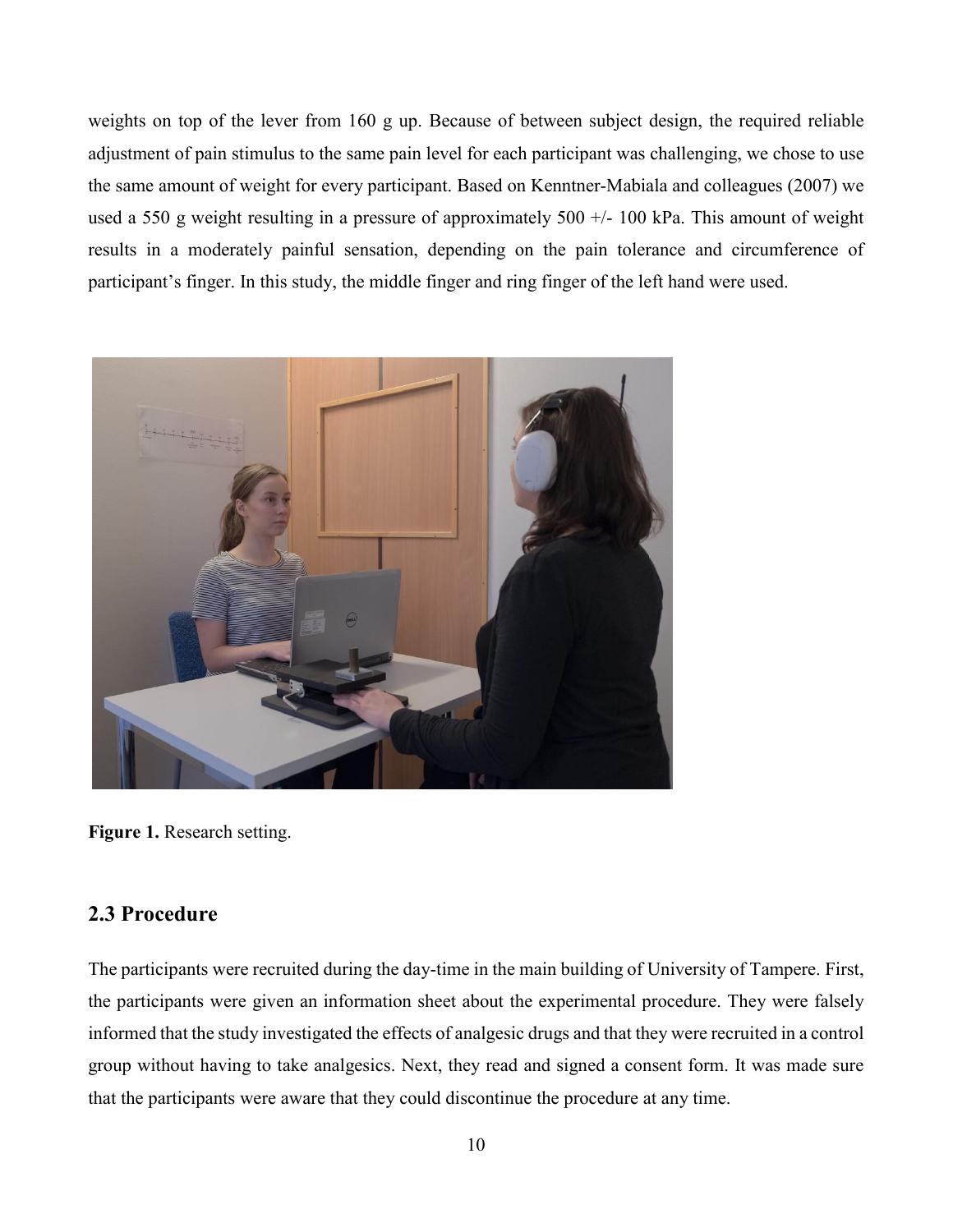weights on top of the lever from 160 g up. Because of between subject design, the required reliable adjustment of pain stimulus to the same pain level for each participant was challenging, we chose to use the same amount of weight for every participant. Based on Kenntner-Mabiala and colleagues (2007) we used a 550 g weight resulting in a pressure of approximately 500 +/- 100 kPa. This amount of weight results in a moderately painful sensation, depending on the pain tolerance and circumference of participant's finger. In this study, the middle finger and ring finger of the left hand were used.

**Figure 1.** Research setting.

## 2.3 Procedure

The participants were recruited during the day-time in the main building of University of Tampere. First, the participants were given an information sheet about the experimental procedure. They were falsely informed that the study investigated the effects of analgesic drugs and that they were recruited in a control group without having to take analgesics. Next, they read and signed a consent form. It was made sure that the participants were aware that they could discontinue the procedure at any time.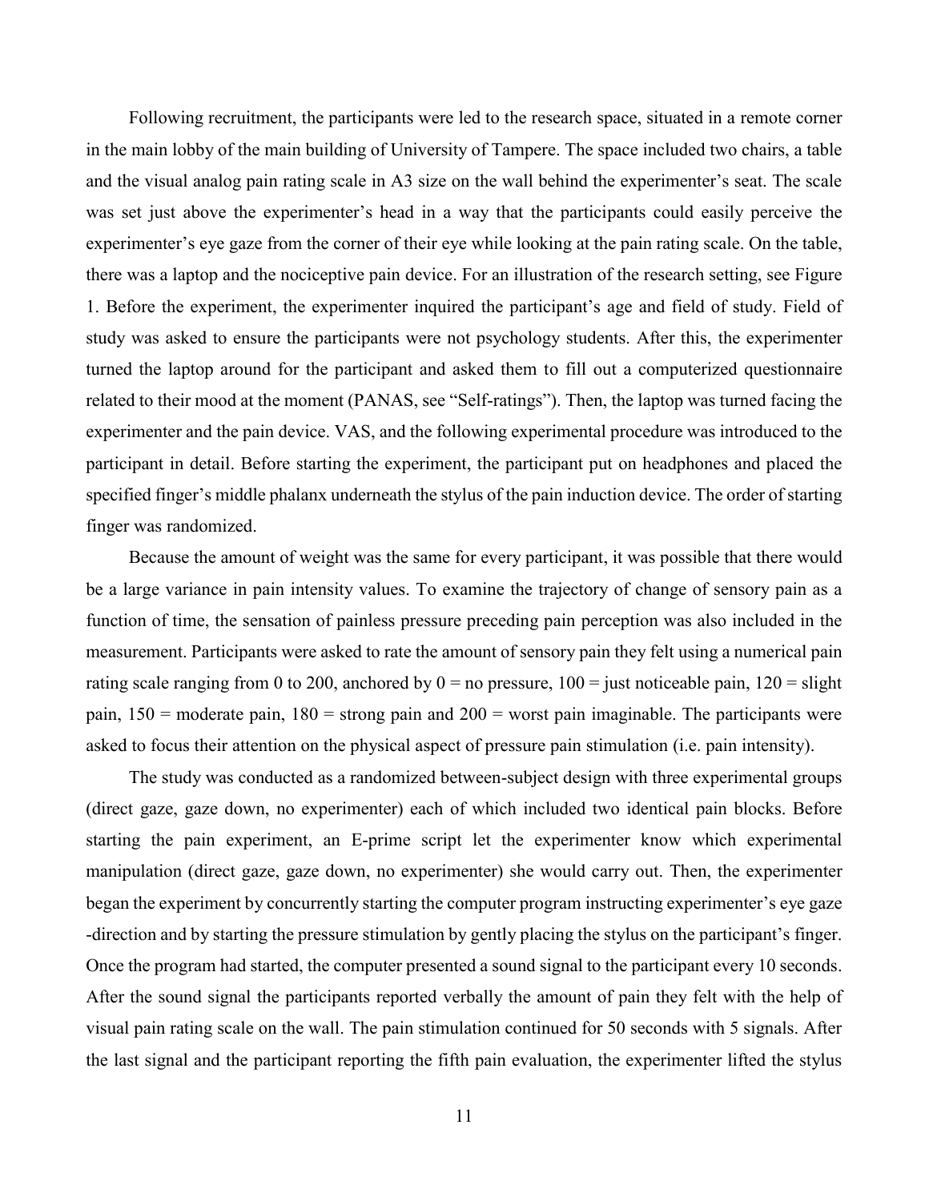Following recruitment, the participants were led to the research space, situated in a remote corner in the main lobby of the main building of University of Tampere. The space included two chairs, a table and the visual analog pain rating scale in A3 size on the wall behind the experimenter's seat. The scale was set just above the experimenter's head in a way that the participants could easily perceive the experimenter's eye gaze from the corner of their eye while looking at the pain rating scale. On the table, there was a laptop and the nociceptive pain device. For an illustration of the research setting, see Figure 1. Before the experiment, the experimenter inquired the participant's age and field of study. Field of study was asked to ensure the participants were not psychology students. After this, the experimenter turned the laptop around for the participant and asked them to fill out a computerized questionnaire related to their mood at the moment (PANAS, see "Self-ratings"). Then, the laptop was turned facing the experimenter and the pain device. VAS, and the following experimental procedure was introduced to the participant in detail. Before starting the experiment, the participant put on headphones and placed the specified finger's middle phalanx underneath the stylus of the pain induction device. The order of starting finger was randomized.

Because the amount of weight was the same for every participant, it was possible that there would be a large variance in pain intensity values. To examine the trajectory of change of sensory pain as a function of time, the sensation of painless pressure preceding pain perception was also included in the measurement. Participants were asked to rate the amount of sensory pain they felt using a numerical pain rating scale ranging from 0 to 200, anchored by 0 = no pressure, 100 = just noticeable pain, 120 = slight pain, 150 = moderate pain, 180 = strong pain and 200 = worst pain imaginable. The participants were asked to focus their attention on the physical aspect of pressure pain stimulation (i.e. pain intensity).

The study was conducted as a randomized between-subject design with three experimental groups (direct gaze, gaze down, no experimenter) each of which included two identical pain blocks. Before starting the pain experiment, an E-prime script let the experimenter know which experimental manipulation (direct gaze, gaze down, no experimenter) she would carry out. Then, the experimenter began the experiment by concurrently starting the computer program instructing experimenter's eye gaze -direction and by starting the pressure stimulation by gently placing the stylus on the participant's finger. Once the program had started, the computer presented a sound signal to the participant every 10 seconds. After the sound signal the participants reported verbally the amount of pain they felt with the help of visual pain rating scale on the wall. The pain stimulation continued for 50 seconds with 5 signals. After the last signal and the participant reporting the fifth pain evaluation, the experimenter lifted the stylus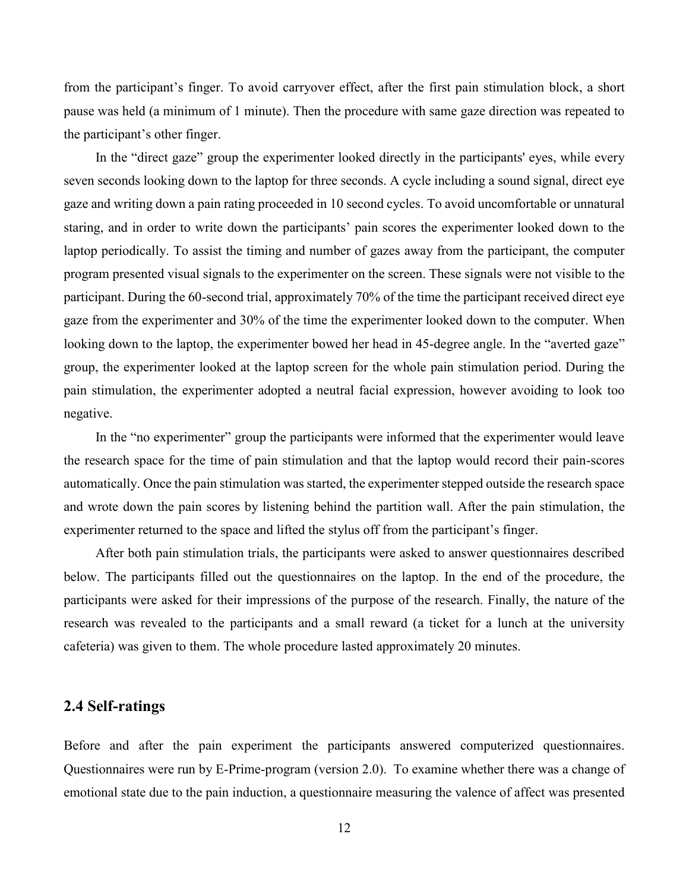from the participant's finger. To avoid carryover effect, after the first pain stimulation block, a short pause was held (a minimum of 1 minute). Then the procedure with same gaze direction was repeated to the participant's other finger.

In the "direct gaze" group the experimenter looked directly in the participants' eyes, while every seven seconds looking down to the laptop for three seconds. A cycle including a sound signal, direct eye gaze and writing down a pain rating proceeded in 10 second cycles. To avoid uncomfortable or unnatural staring, and in order to write down the participants' pain scores the experimenter looked down to the laptop periodically. To assist the timing and number of gazes away from the participant, the computer program presented visual signals to the experimenter on the screen. These signals were not visible to the participant. During the 60-second trial, approximately 70% of the time the participant received direct eye gaze from the experimenter and 30% of the time the experimenter looked down to the computer. When looking down to the laptop, the experimenter bowed her head in 45-degree angle. In the "averted gaze" group, the experimenter looked at the laptop screen for the whole pain stimulation period. During the pain stimulation, the experimenter adopted a neutral facial expression, however avoiding to look too negative.

In the "no experimenter" group the participants were informed that the experimenter would leave the research space for the time of pain stimulation and that the laptop would record their pain-scores automatically. Once the pain stimulation was started, the experimenter stepped outside the research space and wrote down the pain scores by listening behind the partition wall. After the pain stimulation, the experimenter returned to the space and lifted the stylus off from the participant's finger.

After both pain stimulation trials, the participants were asked to answer questionnaires described below. The participants filled out the questionnaires on the laptop. In the end of the procedure, the participants were asked for their impressions of the purpose of the research. Finally, the nature of the research was revealed to the participants and a small reward (a ticket for a lunch at the university cafeteria) was given to them. The whole procedure lasted approximately 20 minutes.

## 2.4 Self-ratings

Before and after the pain experiment the participants answered computerized questionnaires. Questionnaires were run by E-Prime-program (version 2.0). To examine whether there was a change of emotional state due to the pain induction, a questionnaire measuring the valence of affect was presented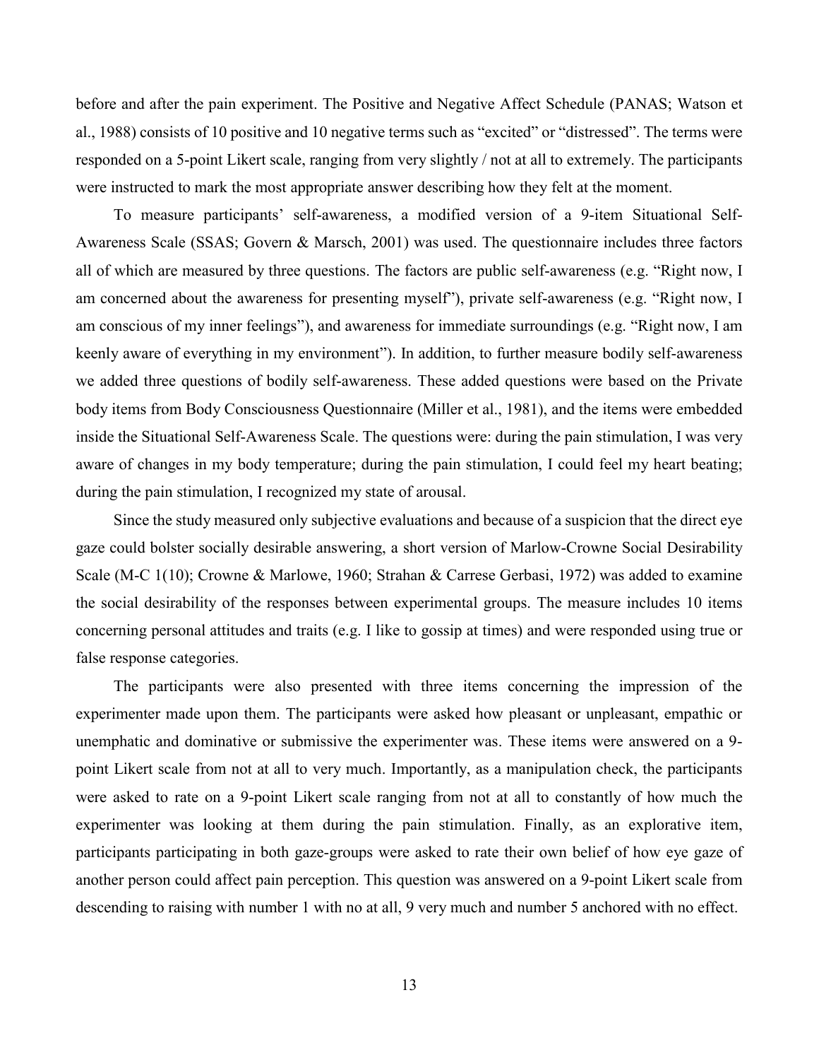before and after the pain experiment. The Positive and Negative Affect Schedule (PANAS; Watson et al., 1988) consists of 10 positive and 10 negative terms such as "excited" or "distressed". The terms were responded on a 5-point Likert scale, ranging from very slightly / not at all to extremely. The participants were instructed to mark the most appropriate answer describing how they felt at the moment.

To measure participants' self-awareness, a modified version of a 9-item Situational Self-Awareness Scale (SSAS; Govern & Marsch, 2001) was used. The questionnaire includes three factors all of which are measured by three questions. The factors are public self-awareness (e.g. "Right now, I am concerned about the awareness for presenting myself"), private self-awareness (e.g. "Right now, I am conscious of my inner feelings"), and awareness for immediate surroundings (e.g. "Right now, I am keenly aware of everything in my environment"). In addition, to further measure bodily self-awareness we added three questions of bodily self-awareness. These added questions were based on the Private body items from Body Consciousness Questionnaire (Miller et al., 1981), and the items were embedded inside the Situational Self-Awareness Scale. The questions were: during the pain stimulation, I was very aware of changes in my body temperature; during the pain stimulation, I could feel my heart beating; during the pain stimulation, I recognized my state of arousal.

Since the study measured only subjective evaluations and because of a suspicion that the direct eye gaze could bolster socially desirable answering, a short version of Marlow-Crowne Social Desirability Scale (M-C 1(10); Crowne & Marlowe, 1960; Strahan & Carrese Gerbasi, 1972) was added to examine the social desirability of the responses between experimental groups. The measure includes 10 items concerning personal attitudes and traits (e.g. I like to gossip at times) and were responded using true or false response categories.

The participants were also presented with three items concerning the impression of the experimenter made upon them. The participants were asked how pleasant or unpleasant, empathic or unemphatic and dominative or submissive the experimenter was. These items were answered on a 9-point Likert scale from not at all to very much. Importantly, as a manipulation check, the participants were asked to rate on a 9-point Likert scale ranging from not at all to constantly of how much the experimenter was looking at them during the pain stimulation. Finally, as an explorative item, participants participating in both gaze-groups were asked to rate their own belief of how eye gaze of another person could affect pain perception. This question was answered on a 9-point Likert scale from descending to raising with number 1 with no at all, 9 very much and number 5 anchored with no effect.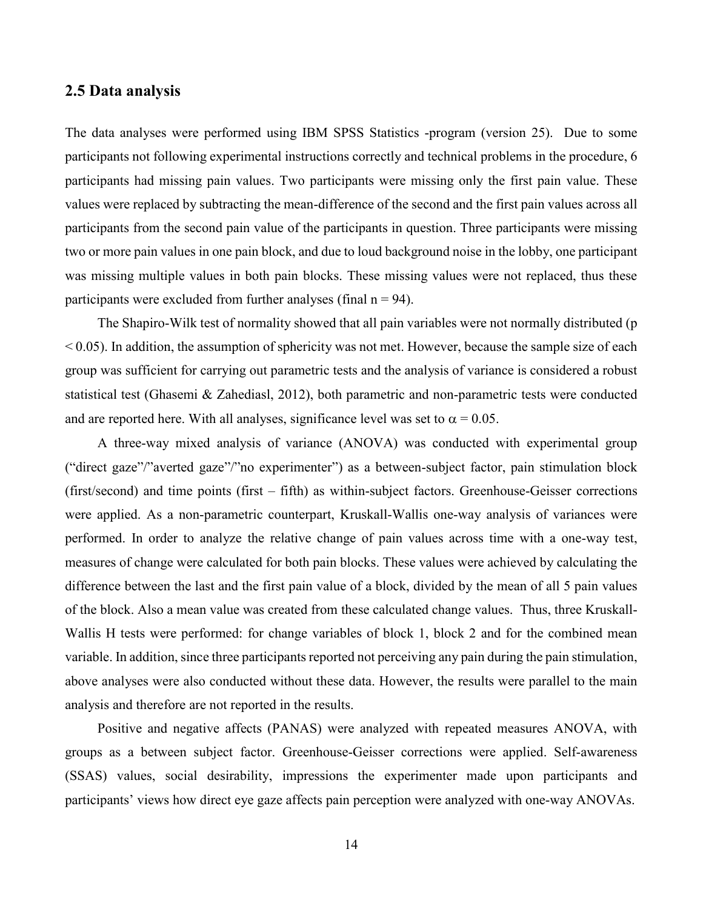## 2.5 Data analysis

The data analyses were performed using IBM SPSS Statistics -program (version 25). Due to some participants not following experimental instructions correctly and technical problems in the procedure, 6 participants had missing pain values. Two participants were missing only the first pain value. These values were replaced by subtracting the mean-difference of the second and the first pain values across all participants from the second pain value of the participants in question. Three participants were missing two or more pain values in one pain block, and due to loud background noise in the lobby, one participant was missing multiple values in both pain blocks. These missing values were not replaced, thus these participants were excluded from further analyses (final $n = 94$).

The Shapiro-Wilk test of normality showed that all pain variables were not normally distributed ($p < 0.05$). In addition, the assumption of sphericity was not met. However, because the sample size of each group was sufficient for carrying out parametric tests and the analysis of variance is considered a robust statistical test (Ghasemi & Zahediasl, 2012), both parametric and non-parametric tests were conducted and are reported here. With all analyses, significance level was set to $\alpha = 0.05$.

A three-way mixed analysis of variance (ANOVA) was conducted with experimental group ("direct gaze"/"averted gaze"/"no experimenter") as a between-subject factor, pain stimulation block (first/second) and time points (first – fifth) as within-subject factors. Greenhouse-Geisser corrections were applied. As a non-parametric counterpart, Kruskall-Wallis one-way analysis of variances were performed. In order to analyze the relative change of pain values across time with a one-way test, measures of change were calculated for both pain blocks. These values were achieved by calculating the difference between the last and the first pain value of a block, divided by the mean of all 5 pain values of the block. Also a mean value was created from these calculated change values. Thus, three Kruskall-Wallis H tests were performed: for change variables of block 1, block 2 and for the combined mean variable. In addition, since three participants reported not perceiving any pain during the pain stimulation, above analyses were also conducted without these data. However, the results were parallel to the main analysis and therefore are not reported in the results.

Positive and negative affects (PANAS) were analyzed with repeated measures ANOVA, with groups as a between subject factor. Greenhouse-Geisser corrections were applied. Self-awareness (SSAS) values, social desirability, impressions the experimenter made upon participants and participants' views how direct eye gaze affects pain perception were analyzed with one-way ANOVAs.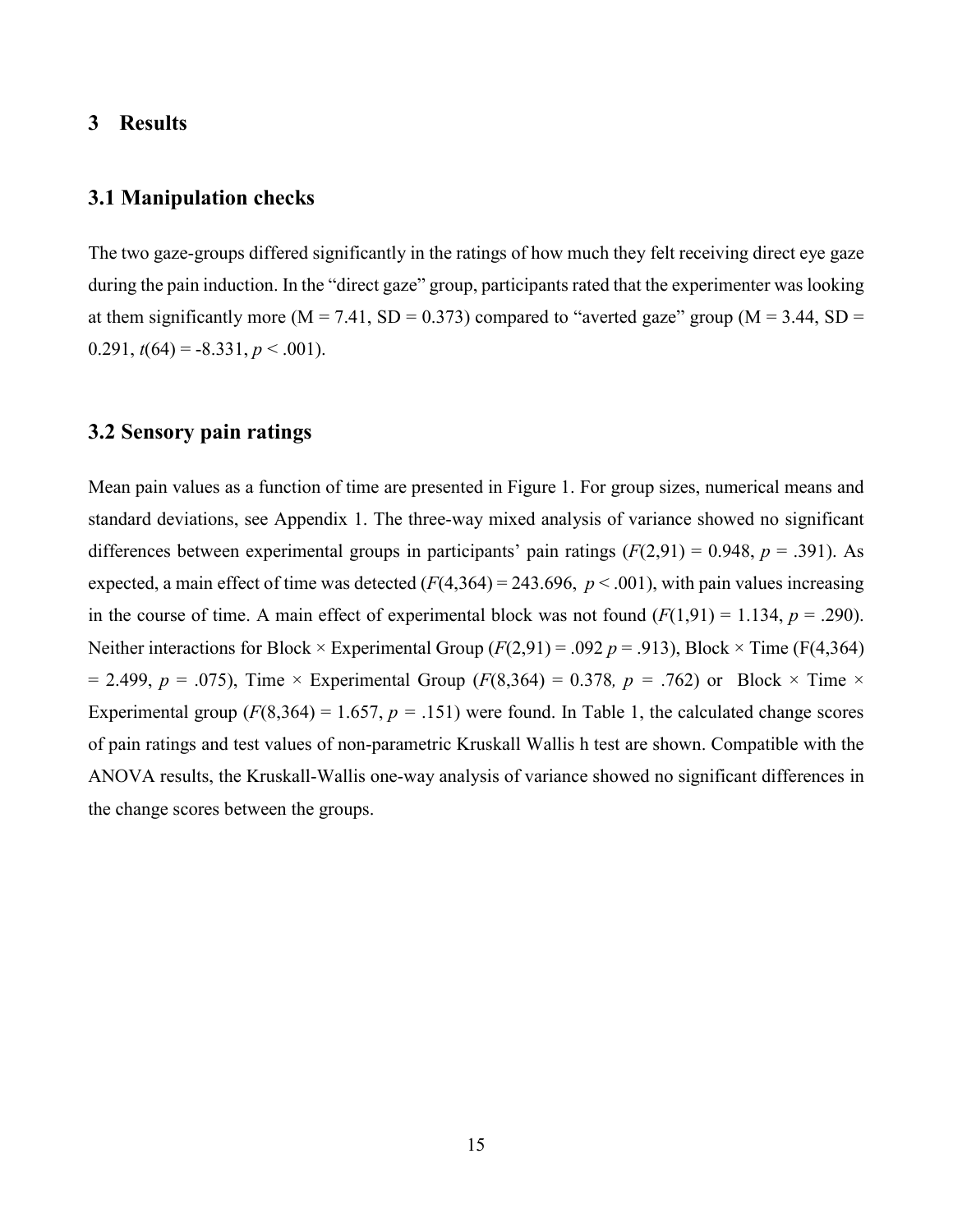# 3 Results

## 3.1 Manipulation checks

The two gaze-groups differed significantly in the ratings of how much they felt receiving direct eye gaze during the pain induction. In the "direct gaze" group, participants rated that the experimenter was looking at them significantly more (M = 7.41, SD = 0.373) compared to "averted gaze" group (M = 3.44, SD = 0.291, $t(64) = -8.331$, $p < .001$).

## 3.2 Sensory pain ratings

Mean pain values as a function of time are presented in Figure 1. For group sizes, numerical means and standard deviations, see Appendix 1. The three-way mixed analysis of variance showed no significant differences between experimental groups in participants' pain ratings ($F(2,91) = 0.948$, $p = .391$). As expected, a main effect of time was detected ($F(4,364) = 243.696$, $p < .001$), with pain values increasing in the course of time. A main effect of experimental block was not found ($F(1,91) = 1.134$, $p = .290$). Neither interactions for Block × Experimental Group ($F(2,91) = .092$ $p = .913$), Block × Time ($F(4,364) = 2.499$, $p = .075$), Time × Experimental Group ($F(8,364) = 0.378$, $p = .762$) or Block × Time × Experimental group ($F(8,364) = 1.657$, $p = .151$) were found. In Table 1, the calculated change scores of pain ratings and test values of non-parametric Kruskall Wallis h test are shown. Compatible with the ANOVA results, the Kruskall-Wallis one-way analysis of variance showed no significant differences in the change scores between the groups.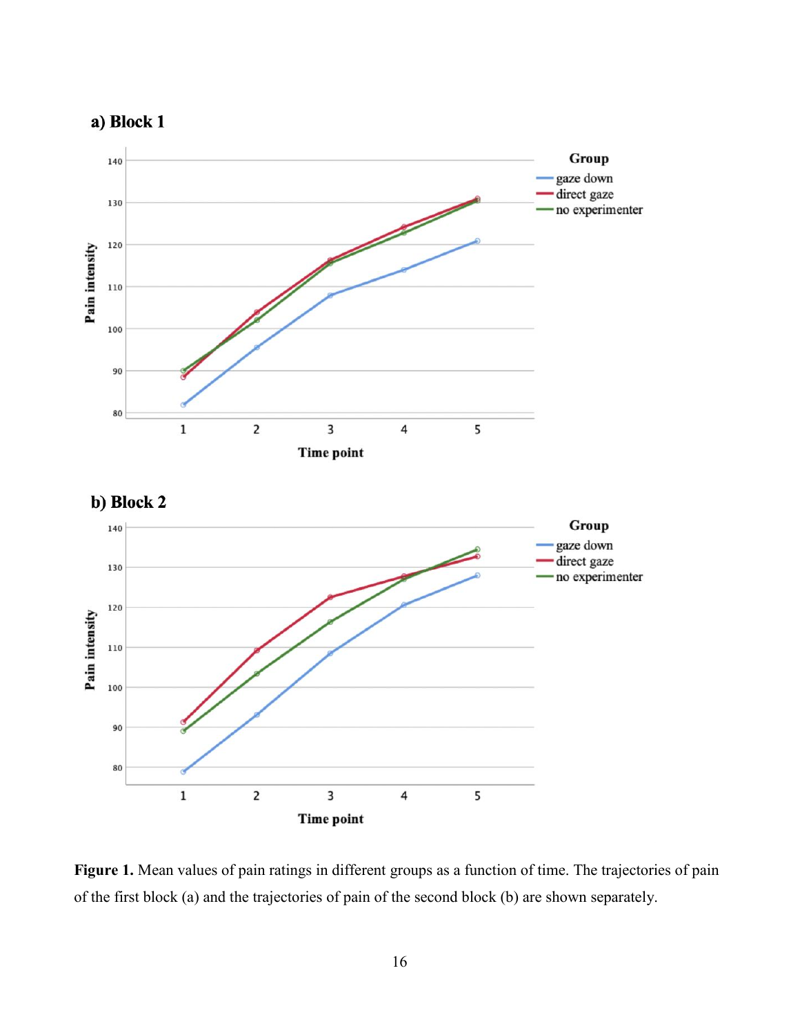**Figure 1.** Mean values of pain ratings in different groups as a function of time. The trajectories of pain of the first block (a) and the trajectories of pain of the second block (b) are shown separately.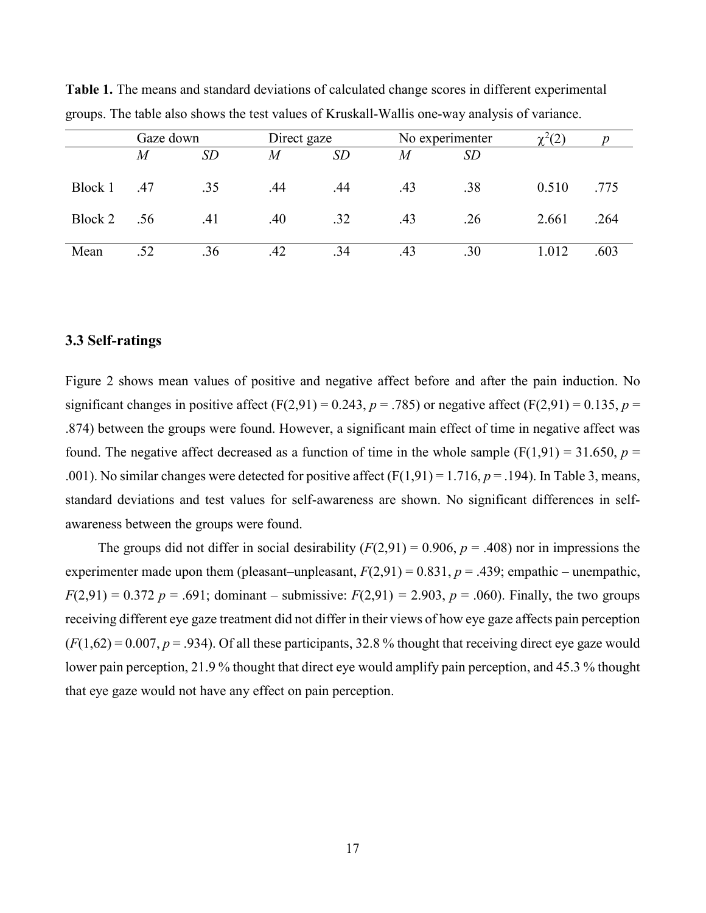**Table 1.** The means and standard deviations of calculated change scores in different experimental groups. The table also shows the test values of Kruskall-Wallis one-way analysis of variance.

| | Gaze down | | Direct gaze | | No experimenter | | $\chi^2(2)$ | $p$ |
|---|---|---|---|---|---|---|---|---|
| | $M$ | $SD$ | $M$ | $SD$ | $M$ | $SD$ | | |
| Block 1 | .47 | .35 | .44 | .44 | .43 | .38 | 0.510 | .775 |
| Block 2 | .56 | .41 | .40 | .32 | .43 | .26 | 2.661 | .264 |
| Mean | .52 | .36 | .42 | .34 | .43 | .30 | 1.012 | .603 |

### 3.3 Self-ratings

Figure 2 shows mean values of positive and negative affect before and after the pain induction. No significant changes in positive affect ($F(2,91) = 0.243$, $p = .785$) or negative affect ($F(2,91) = 0.135$, $p = .874$) between the groups were found. However, a significant main effect of time in negative affect was found. The negative affect decreased as a function of time in the whole sample ($F(1,91) = 31.650$, $p = .001$). No similar changes were detected for positive affect ($F(1,91) = 1.716$, $p = .194$). In Table 3, means, standard deviations and test values for self-awareness are shown. No significant differences in self-awareness between the groups were found.

The groups did not differ in social desirability ($F(2,91) = 0.906$, $p = .408$) nor in impressions the experimenter made upon them (pleasant–unpleasant, $F(2,91) = 0.831$, $p = .439$; empathic – unempathic, $F(2,91) = 0.372$ $p = .691$; dominant – submissive: $F(2,91) = 2.903$, $p = .060$). Finally, the two groups receiving different eye gaze treatment did not differ in their views of how eye gaze affects pain perception ($F(1,62) = 0.007$, $p = .934$). Of all these participants, 32.8 % thought that receiving direct eye gaze would lower pain perception, 21.9 % thought that direct eye would amplify pain perception, and 45.3 % thought that eye gaze would not have any effect on pain perception.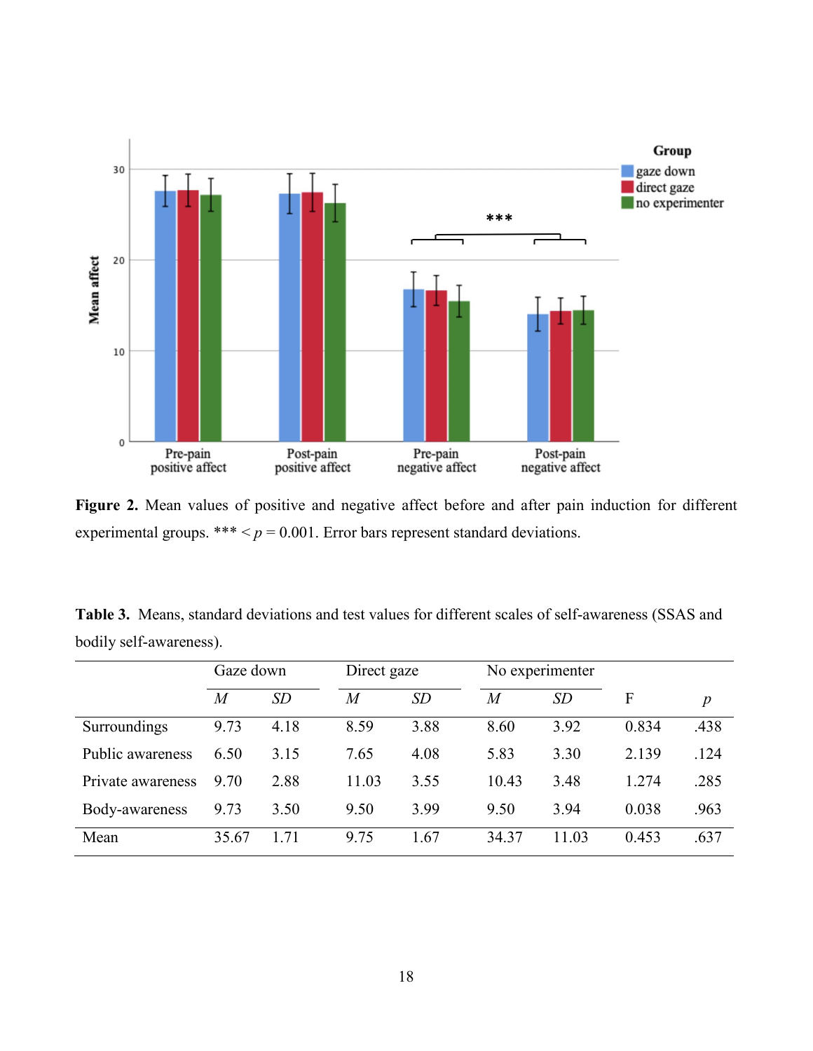**Figure 2.** Mean values of positive and negative affect before and after pain induction for different experimental groups. *** < $p$ = 0.001. Error bars represent standard deviations.

**Table 3.** Means, standard deviations and test values for different scales of self-awareness (SSAS and bodily self-awareness).

| | Gaze down | | Direct gaze | | No experimenter | | | |
|---|---|---|---|---|---|---|---|---|
| | *M* | *SD* | *M* | *SD* | *M* | *SD* | F | *p* |
| Surroundings | 9.73 | 4.18 | 8.59 | 3.88 | 8.60 | 3.92 | 0.834 | .438 |
| Public awareness | 6.50 | 3.15 | 7.65 | 4.08 | 5.83 | 3.30 | 2.139 | .124 |
| Private awareness | 9.70 | 2.88 | 11.03 | 3.55 | 10.43 | 3.48 | 1.274 | .285 |
| Body-awareness | 9.73 | 3.50 | 9.50 | 3.99 | 9.50 | 3.94 | 0.038 | .963 |
| Mean | 35.67 | 1.71 | 9.75 | 1.67 | 34.37 | 11.03 | 0.453 | .637 |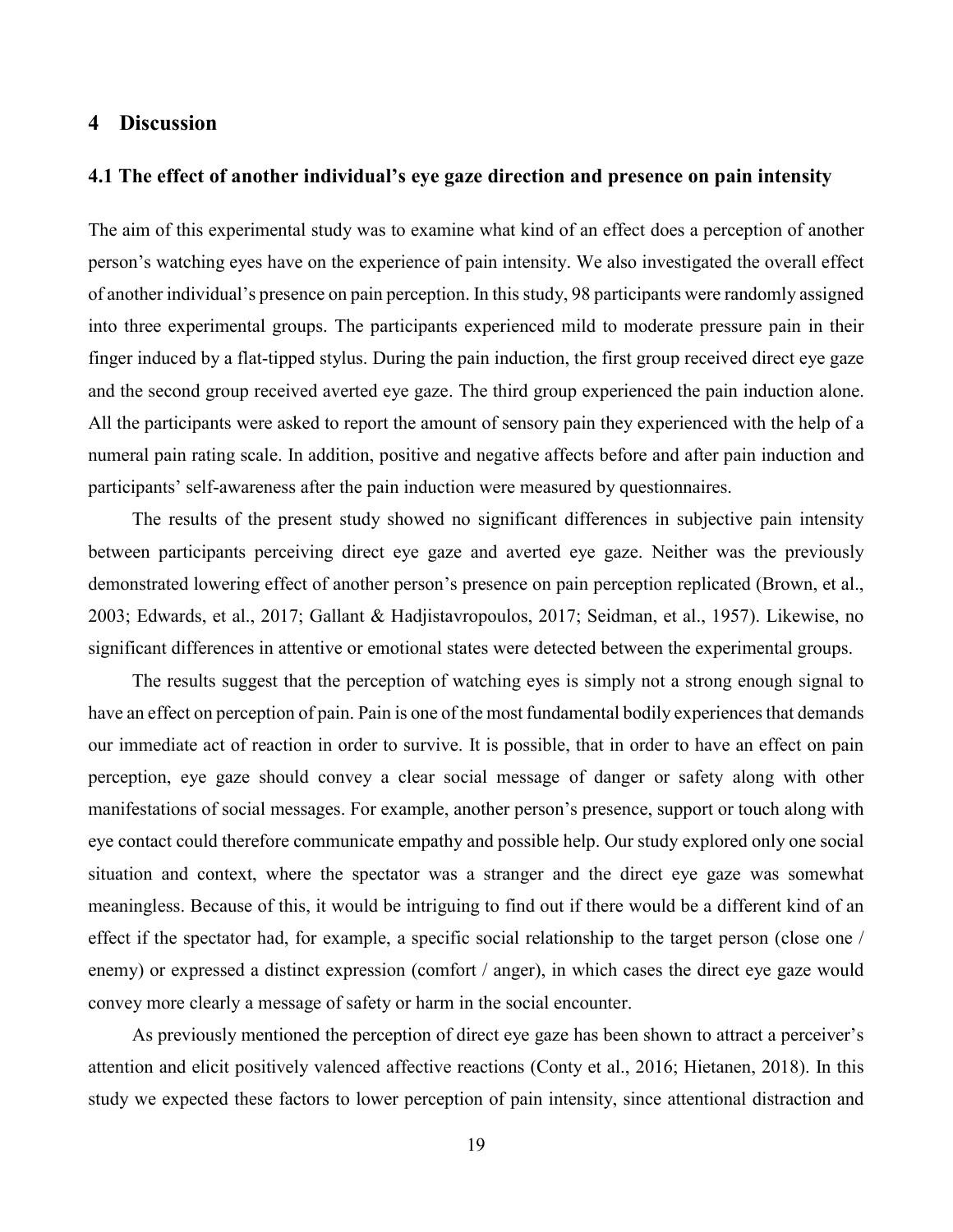# 4 Discussion

## 4.1 The effect of another individual's eye gaze direction and presence on pain intensity

The aim of this experimental study was to examine what kind of an effect does a perception of another person's watching eyes have on the experience of pain intensity. We also investigated the overall effect of another individual's presence on pain perception. In this study, 98 participants were randomly assigned into three experimental groups. The participants experienced mild to moderate pressure pain in their finger induced by a flat-tipped stylus. During the pain induction, the first group received direct eye gaze and the second group received averted eye gaze. The third group experienced the pain induction alone. All the participants were asked to report the amount of sensory pain they experienced with the help of a numeral pain rating scale. In addition, positive and negative affects before and after pain induction and participants' self-awareness after the pain induction were measured by questionnaires.

The results of the present study showed no significant differences in subjective pain intensity between participants perceiving direct eye gaze and averted eye gaze. Neither was the previously demonstrated lowering effect of another person's presence on pain perception replicated (Brown, et al., 2003; Edwards, et al., 2017; Gallant & Hadjistavropoulos, 2017; Seidman, et al., 1957). Likewise, no significant differences in attentive or emotional states were detected between the experimental groups.

The results suggest that the perception of watching eyes is simply not a strong enough signal to have an effect on perception of pain. Pain is one of the most fundamental bodily experiences that demands our immediate act of reaction in order to survive. It is possible, that in order to have an effect on pain perception, eye gaze should convey a clear social message of danger or safety along with other manifestations of social messages. For example, another person's presence, support or touch along with eye contact could therefore communicate empathy and possible help. Our study explored only one social situation and context, where the spectator was a stranger and the direct eye gaze was somewhat meaningless. Because of this, it would be intriguing to find out if there would be a different kind of an effect if the spectator had, for example, a specific social relationship to the target person (close one / enemy) or expressed a distinct expression (comfort / anger), in which cases the direct eye gaze would convey more clearly a message of safety or harm in the social encounter.

As previously mentioned the perception of direct eye gaze has been shown to attract a perceiver's attention and elicit positively valenced affective reactions (Conty et al., 2016; Hietanen, 2018). In this study we expected these factors to lower perception of pain intensity, since attentional distraction and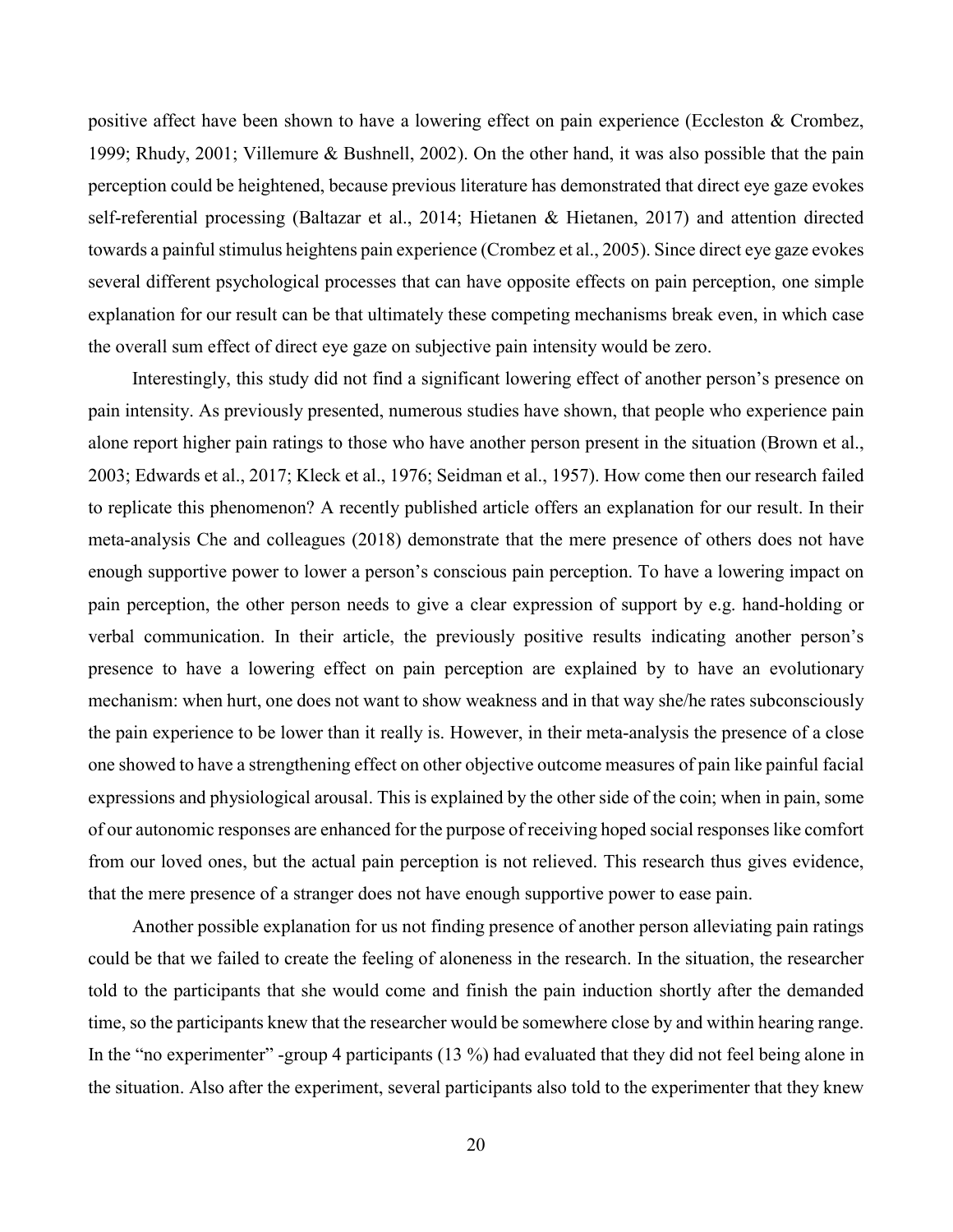positive affect have been shown to have a lowering effect on pain experience (Eccleston & Crombez, 1999; Rhudy, 2001; Villemure & Bushnell, 2002). On the other hand, it was also possible that the pain perception could be heightened, because previous literature has demonstrated that direct eye gaze evokes self-referential processing (Baltazar et al., 2014; Hietanen & Hietanen, 2017) and attention directed towards a painful stimulus heightens pain experience (Crombez et al., 2005). Since direct eye gaze evokes several different psychological processes that can have opposite effects on pain perception, one simple explanation for our result can be that ultimately these competing mechanisms break even, in which case the overall sum effect of direct eye gaze on subjective pain intensity would be zero.

Interestingly, this study did not find a significant lowering effect of another person's presence on pain intensity. As previously presented, numerous studies have shown, that people who experience pain alone report higher pain ratings to those who have another person present in the situation (Brown et al., 2003; Edwards et al., 2017; Kleck et al., 1976; Seidman et al., 1957). How come then our research failed to replicate this phenomenon? A recently published article offers an explanation for our result. In their meta-analysis Che and colleagues (2018) demonstrate that the mere presence of others does not have enough supportive power to lower a person's conscious pain perception. To have a lowering impact on pain perception, the other person needs to give a clear expression of support by e.g. hand-holding or verbal communication. In their article, the previously positive results indicating another person's presence to have a lowering effect on pain perception are explained by to have an evolutionary mechanism: when hurt, one does not want to show weakness and in that way she/he rates subconsciously the pain experience to be lower than it really is. However, in their meta-analysis the presence of a close one showed to have a strengthening effect on other objective outcome measures of pain like painful facial expressions and physiological arousal. This is explained by the other side of the coin; when in pain, some of our autonomic responses are enhanced for the purpose of receiving hoped social responses like comfort from our loved ones, but the actual pain perception is not relieved. This research thus gives evidence, that the mere presence of a stranger does not have enough supportive power to ease pain.

Another possible explanation for us not finding presence of another person alleviating pain ratings could be that we failed to create the feeling of aloneness in the research. In the situation, the researcher told to the participants that she would come and finish the pain induction shortly after the demanded time, so the participants knew that the researcher would be somewhere close by and within hearing range. In the "no experimenter" -group 4 participants (13 %) had evaluated that they did not feel being alone in the situation. Also after the experiment, several participants also told to the experimenter that they knew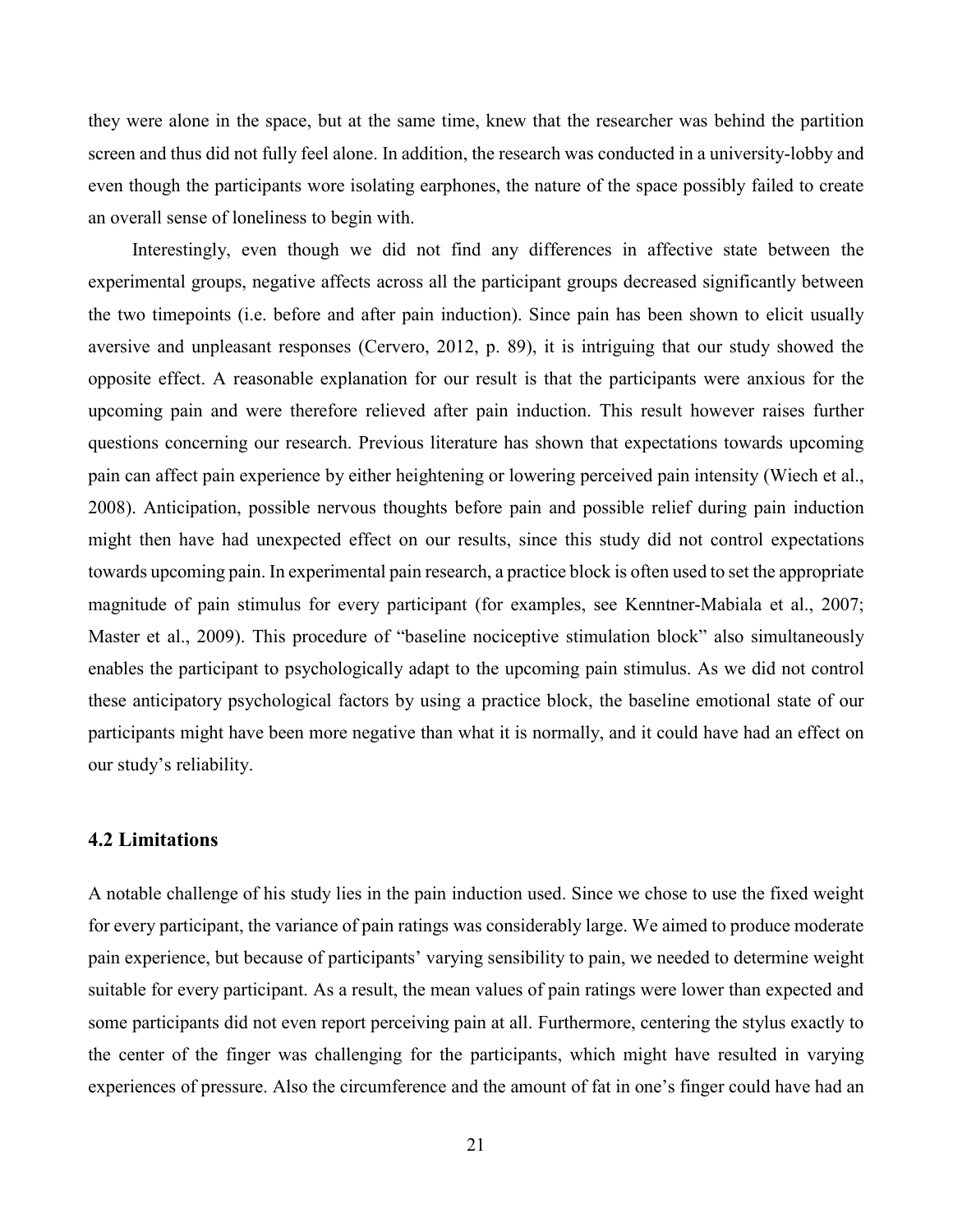they were alone in the space, but at the same time, knew that the researcher was behind the partition screen and thus did not fully feel alone. In addition, the research was conducted in a university-lobby and even though the participants wore isolating earphones, the nature of the space possibly failed to create an overall sense of loneliness to begin with.

Interestingly, even though we did not find any differences in affective state between the experimental groups, negative affects across all the participant groups decreased significantly between the two timepoints (i.e. before and after pain induction). Since pain has been shown to elicit usually aversive and unpleasant responses (Cervero, 2012, p. 89), it is intriguing that our study showed the opposite effect. A reasonable explanation for our result is that the participants were anxious for the upcoming pain and were therefore relieved after pain induction. This result however raises further questions concerning our research. Previous literature has shown that expectations towards upcoming pain can affect pain experience by either heightening or lowering perceived pain intensity (Wiech et al., 2008). Anticipation, possible nervous thoughts before pain and possible relief during pain induction might then have had unexpected effect on our results, since this study did not control expectations towards upcoming pain. In experimental pain research, a practice block is often used to set the appropriate magnitude of pain stimulus for every participant (for examples, see Kenntner-Mabiala et al., 2007; Master et al., 2009). This procedure of "baseline nociceptive stimulation block" also simultaneously enables the participant to psychologically adapt to the upcoming pain stimulus. As we did not control these anticipatory psychological factors by using a practice block, the baseline emotional state of our participants might have been more negative than what it is normally, and it could have had an effect on our study's reliability.

### 4.2 Limitations

A notable challenge of his study lies in the pain induction used. Since we chose to use the fixed weight for every participant, the variance of pain ratings was considerably large. We aimed to produce moderate pain experience, but because of participants' varying sensibility to pain, we needed to determine weight suitable for every participant. As a result, the mean values of pain ratings were lower than expected and some participants did not even report perceiving pain at all. Furthermore, centering the stylus exactly to the center of the finger was challenging for the participants, which might have resulted in varying experiences of pressure. Also the circumference and the amount of fat in one's finger could have had an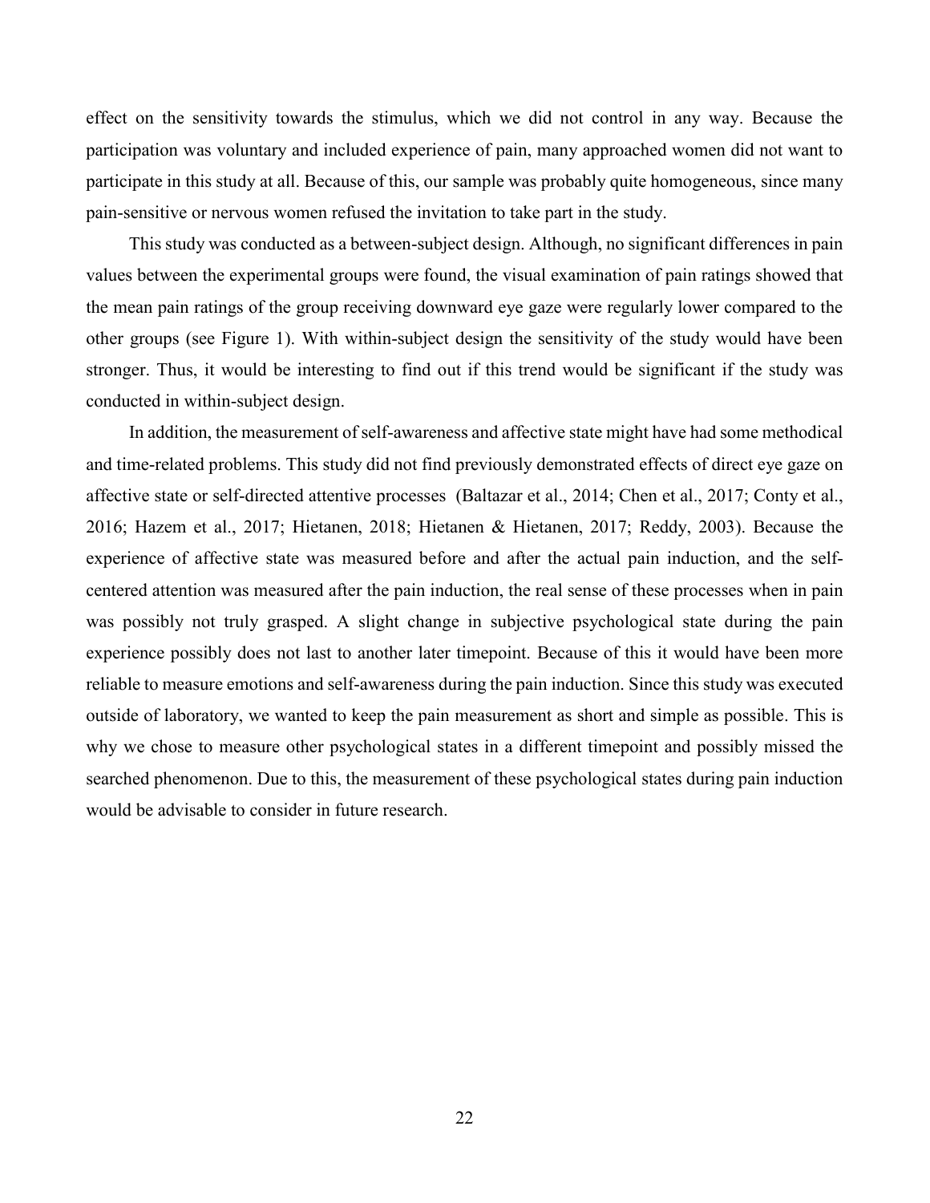effect on the sensitivity towards the stimulus, which we did not control in any way. Because the participation was voluntary and included experience of pain, many approached women did not want to participate in this study at all. Because of this, our sample was probably quite homogeneous, since many pain-sensitive or nervous women refused the invitation to take part in the study.

This study was conducted as a between-subject design. Although, no significant differences in pain values between the experimental groups were found, the visual examination of pain ratings showed that the mean pain ratings of the group receiving downward eye gaze were regularly lower compared to the other groups (see Figure 1). With within-subject design the sensitivity of the study would have been stronger. Thus, it would be interesting to find out if this trend would be significant if the study was conducted in within-subject design.

In addition, the measurement of self-awareness and affective state might have had some methodical and time-related problems. This study did not find previously demonstrated effects of direct eye gaze on affective state or self-directed attentive processes (Baltazar et al., 2014; Chen et al., 2017; Conty et al., 2016; Hazem et al., 2017; Hietanen, 2018; Hietanen & Hietanen, 2017; Reddy, 2003). Because the experience of affective state was measured before and after the actual pain induction, and the self-centered attention was measured after the pain induction, the real sense of these processes when in pain was possibly not truly grasped. A slight change in subjective psychological state during the pain experience possibly does not last to another later timepoint. Because of this it would have been more reliable to measure emotions and self-awareness during the pain induction. Since this study was executed outside of laboratory, we wanted to keep the pain measurement as short and simple as possible. This is why we chose to measure other psychological states in a different timepoint and possibly missed the searched phenomenon. Due to this, the measurement of these psychological states during pain induction would be advisable to consider in future research.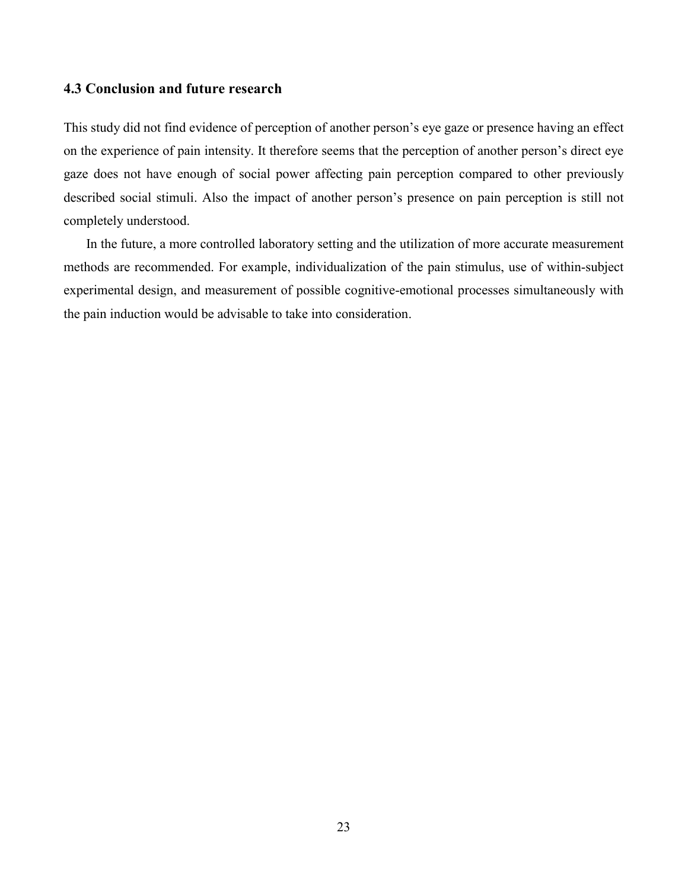### 4.3 Conclusion and future research

This study did not find evidence of perception of another person's eye gaze or presence having an effect on the experience of pain intensity. It therefore seems that the perception of another person's direct eye gaze does not have enough of social power affecting pain perception compared to other previously described social stimuli. Also the impact of another person's presence on pain perception is still not completely understood.

In the future, a more controlled laboratory setting and the utilization of more accurate measurement methods are recommended. For example, individualization of the pain stimulus, use of within-subject experimental design, and measurement of possible cognitive-emotional processes simultaneously with the pain induction would be advisable to take into consideration.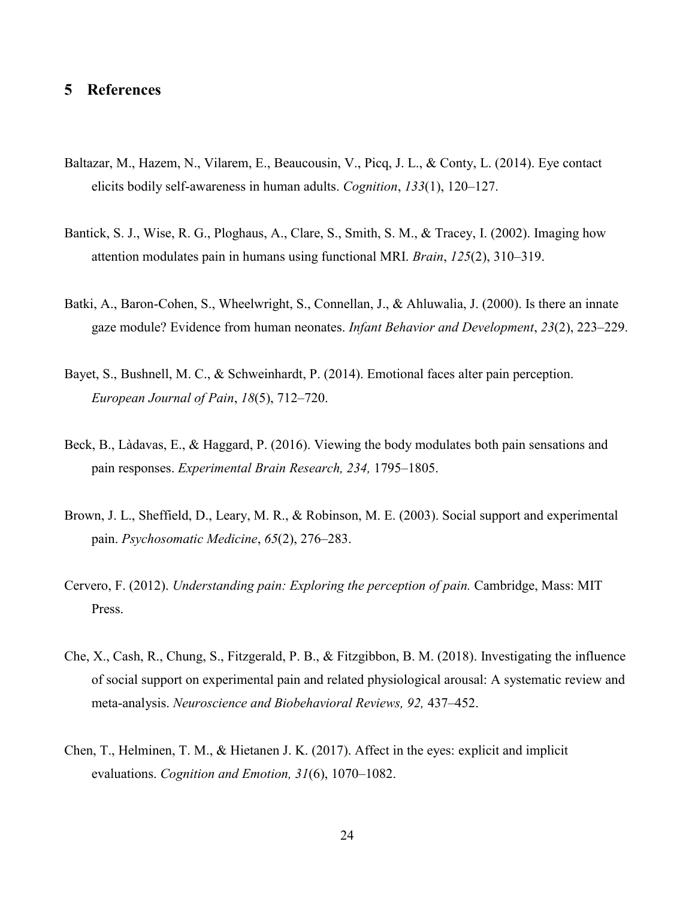## 5 References

Baltazar, M., Hazem, N., Vilarem, E., Beaucousin, V., Picq, J. L., & Conty, L. (2014). Eye contact elicits bodily self-awareness in human adults. *Cognition*, *133*(1), 120–127.

Bantick, S. J., Wise, R. G., Ploghaus, A., Clare, S., Smith, S. M., & Tracey, I. (2002). Imaging how attention modulates pain in humans using functional MRI. *Brain*, *125*(2), 310–319.

Batki, A., Baron-Cohen, S., Wheelwright, S., Connellan, J., & Ahluwalia, J. (2000). Is there an innate gaze module? Evidence from human neonates. *Infant Behavior and Development*, *23*(2), 223–229.

Bayet, S., Bushnell, M. C., & Schweinhardt, P. (2014). Emotional faces alter pain perception. *European Journal of Pain*, *18*(5), 712–720.

Beck, B., Làdavas, E., & Haggard, P. (2016). Viewing the body modulates both pain sensations and pain responses. *Experimental Brain Research, 234,* 1795–1805.

Brown, J. L., Sheffield, D., Leary, M. R., & Robinson, M. E. (2003). Social support and experimental pain. *Psychosomatic Medicine*, *65*(2), 276–283.

Cervero, F. (2012). *Understanding pain: Exploring the perception of pain.* Cambridge, Mass: MIT Press.

Che, X., Cash, R., Chung, S., Fitzgerald, P. B., & Fitzgibbon, B. M. (2018). Investigating the influence of social support on experimental pain and related physiological arousal: A systematic review and meta-analysis. *Neuroscience and Biobehavioral Reviews, 92,* 437–452.

Chen, T., Helminen, T. M., & Hietanen J. K. (2017). Affect in the eyes: explicit and implicit evaluations. *Cognition and Emotion, 31*(6), 1070–1082.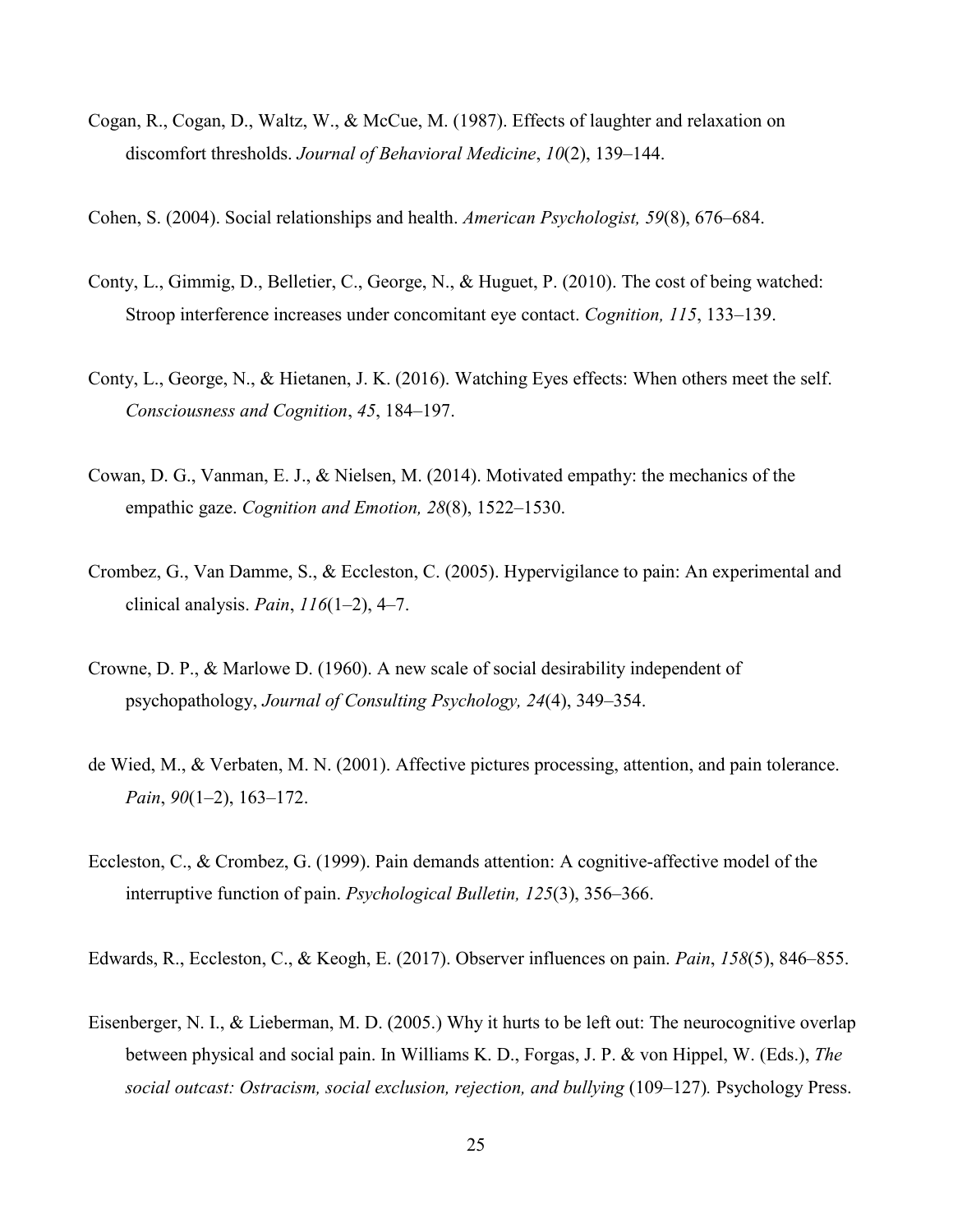Cogan, R., Cogan, D., Waltz, W., & McCue, M. (1987). Effects of laughter and relaxation on discomfort thresholds. *Journal of Behavioral Medicine*, *10*(2), 139–144.

Cohen, S. (2004). Social relationships and health. *American Psychologist, 59*(8), 676–684.

Conty, L., Gimmig, D., Belletier, C., George, N., & Huguet, P. (2010). The cost of being watched: Stroop interference increases under concomitant eye contact. *Cognition, 115*, 133–139.

Conty, L., George, N., & Hietanen, J. K. (2016). Watching Eyes effects: When others meet the self. *Consciousness and Cognition*, *45*, 184–197.

Cowan, D. G., Vanman, E. J., & Nielsen, M. (2014). Motivated empathy: the mechanics of the empathic gaze. *Cognition and Emotion, 28*(8), 1522–1530.

Crombez, G., Van Damme, S., & Eccleston, C. (2005). Hypervigilance to pain: An experimental and clinical analysis. *Pain*, *116*(1–2), 4–7.

Crowne, D. P., & Marlowe D. (1960). A new scale of social desirability independent of psychopathology, *Journal of Consulting Psychology, 24*(4), 349–354.

de Wied, M., & Verbaten, M. N. (2001). Affective pictures processing, attention, and pain tolerance. *Pain*, *90*(1–2), 163–172.

Eccleston, C., & Crombez, G. (1999). Pain demands attention: A cognitive-affective model of the interruptive function of pain. *Psychological Bulletin, 125*(3), 356–366.

Edwards, R., Eccleston, C., & Keogh, E. (2017). Observer influences on pain. *Pain*, *158*(5), 846–855.

Eisenberger, N. I., & Lieberman, M. D. (2005.) Why it hurts to be left out: The neurocognitive overlap between physical and social pain. In Williams K. D., Forgas, J. P. & von Hippel, W. (Eds.), *The social outcast: Ostracism, social exclusion, rejection, and bullying* (109–127)*.* Psychology Press.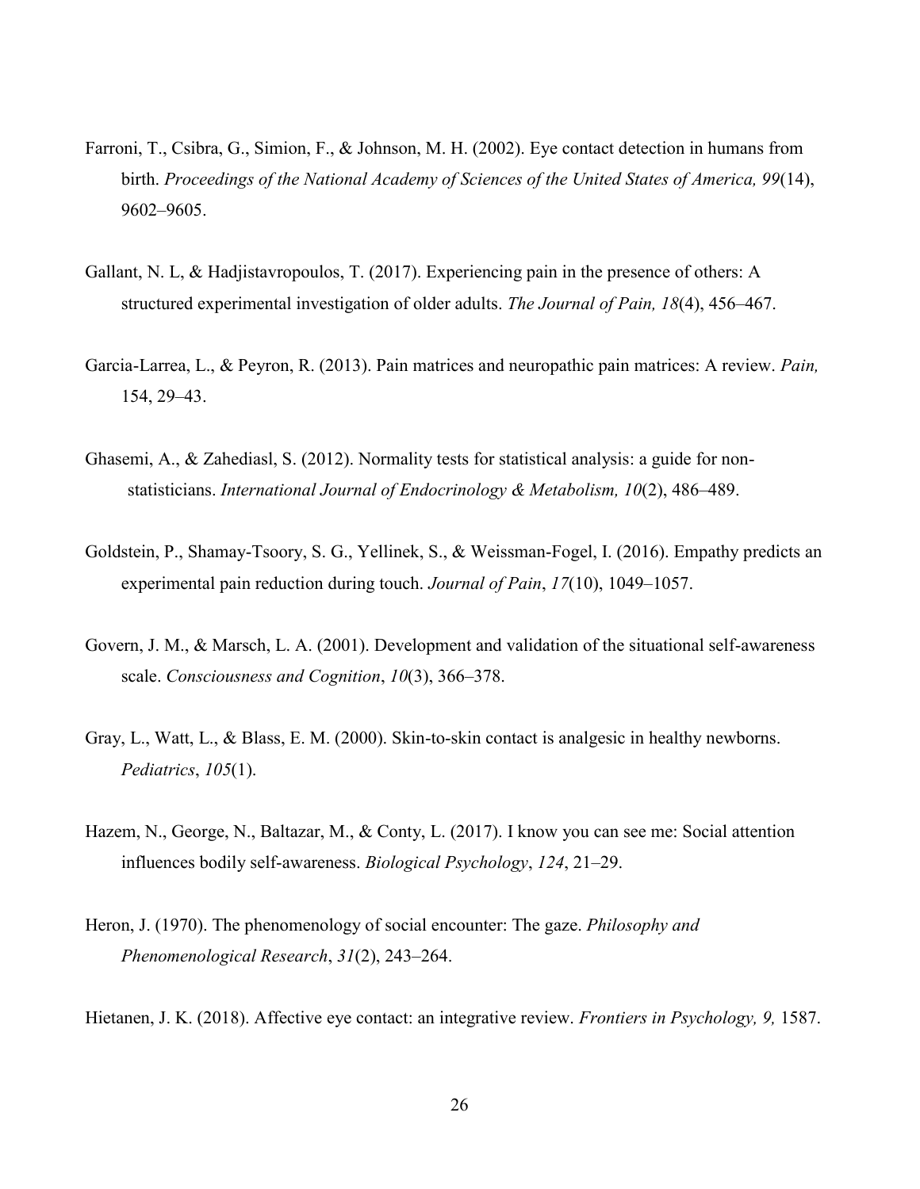Farroni, T., Csibra, G., Simion, F., & Johnson, M. H. (2002). Eye contact detection in humans from birth. *Proceedings of the National Academy of Sciences of the United States of America, 99*(14), 9602–9605.

Gallant, N. L, & Hadjistavropoulos, T. (2017). Experiencing pain in the presence of others: A structured experimental investigation of older adults. *The Journal of Pain, 18*(4), 456–467.

Garcia-Larrea, L., & Peyron, R. (2013). Pain matrices and neuropathic pain matrices: A review. *Pain,* 154, 29–43.

Ghasemi, A., & Zahediasl, S. (2012). Normality tests for statistical analysis: a guide for non-statisticians. *International Journal of Endocrinology & Metabolism, 10*(2), 486–489.

Goldstein, P., Shamay-Tsoory, S. G., Yellinek, S., & Weissman-Fogel, I. (2016). Empathy predicts an experimental pain reduction during touch. *Journal of Pain*, *17*(10), 1049–1057.

Govern, J. M., & Marsch, L. A. (2001). Development and validation of the situational self-awareness scale. *Consciousness and Cognition*, *10*(3), 366–378.

Gray, L., Watt, L., & Blass, E. M. (2000). Skin-to-skin contact is analgesic in healthy newborns. *Pediatrics*, *105*(1).

Hazem, N., George, N., Baltazar, M., & Conty, L. (2017). I know you can see me: Social attention influences bodily self-awareness. *Biological Psychology*, *124*, 21–29.

Heron, J. (1970). The phenomenology of social encounter: The gaze. *Philosophy and Phenomenological Research*, *31*(2), 243–264.

Hietanen, J. K. (2018). Affective eye contact: an integrative review. *Frontiers in Psychology, 9,* 1587.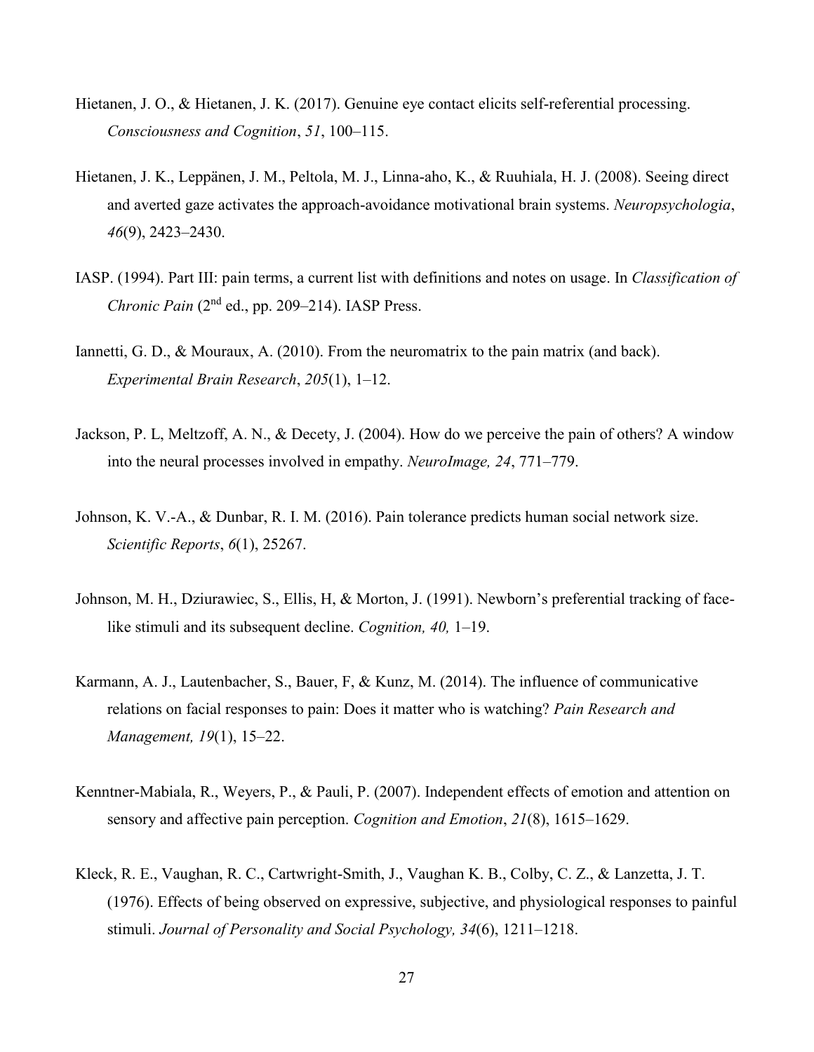Hietanen, J. O., & Hietanen, J. K. (2017). Genuine eye contact elicits self-referential processing. *Consciousness and Cognition*, *51*, 100–115.

Hietanen, J. K., Leppänen, J. M., Peltola, M. J., Linna-aho, K., & Ruuhiala, H. J. (2008). Seeing direct and averted gaze activates the approach-avoidance motivational brain systems. *Neuropsychologia*, *46*(9), 2423–2430.

IASP. (1994). Part III: pain terms, a current list with definitions and notes on usage. In *Classification of Chronic Pain* (2nd ed., pp. 209–214). IASP Press.

Iannetti, G. D., & Mouraux, A. (2010). From the neuromatrix to the pain matrix (and back). *Experimental Brain Research*, *205*(1), 1–12.

Jackson, P. L, Meltzoff, A. N., & Decety, J. (2004). How do we perceive the pain of others? A window into the neural processes involved in empathy. *NeuroImage, 24*, 771–779.

Johnson, K. V.-A., & Dunbar, R. I. M. (2016). Pain tolerance predicts human social network size. *Scientific Reports*, *6*(1), 25267.

Johnson, M. H., Dziurawiec, S., Ellis, H, & Morton, J. (1991). Newborn's preferential tracking of face-like stimuli and its subsequent decline. *Cognition, 40,* 1–19.

Karmann, A. J., Lautenbacher, S., Bauer, F, & Kunz, M. (2014). The influence of communicative relations on facial responses to pain: Does it matter who is watching? *Pain Research and Management, 19*(1), 15–22.

Kenntner-Mabiala, R., Weyers, P., & Pauli, P. (2007). Independent effects of emotion and attention on sensory and affective pain perception. *Cognition and Emotion*, *21*(8), 1615–1629.

Kleck, R. E., Vaughan, R. C., Cartwright-Smith, J., Vaughan K. B., Colby, C. Z., & Lanzetta, J. T. (1976). Effects of being observed on expressive, subjective, and physiological responses to painful stimuli. *Journal of Personality and Social Psychology, 34*(6), 1211–1218.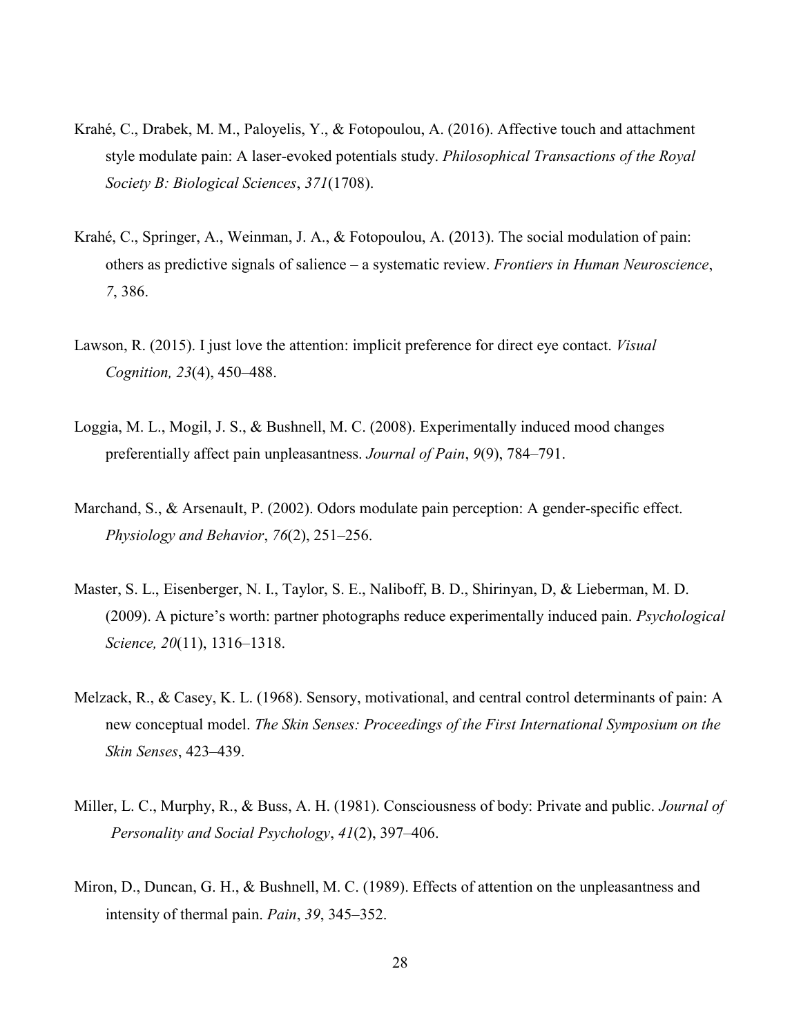Krahé, C., Drabek, M. M., Paloyelis, Y., & Fotopoulou, A. (2016). Affective touch and attachment style modulate pain: A laser-evoked potentials study. *Philosophical Transactions of the Royal Society B: Biological Sciences*, *371*(1708).

Krahé, C., Springer, A., Weinman, J. A., & Fotopoulou, A. (2013). The social modulation of pain: others as predictive signals of salience – a systematic review. *Frontiers in Human Neuroscience*, *7*, 386.

Lawson, R. (2015). I just love the attention: implicit preference for direct eye contact. *Visual Cognition, 23*(4), 450–488.

Loggia, M. L., Mogil, J. S., & Bushnell, M. C. (2008). Experimentally induced mood changes preferentially affect pain unpleasantness. *Journal of Pain*, *9*(9), 784–791.

Marchand, S., & Arsenault, P. (2002). Odors modulate pain perception: A gender-specific effect. *Physiology and Behavior*, *76*(2), 251–256.

Master, S. L., Eisenberger, N. I., Taylor, S. E., Naliboff, B. D., Shirinyan, D, & Lieberman, M. D. (2009). A picture's worth: partner photographs reduce experimentally induced pain. *Psychological Science, 20*(11), 1316–1318.

Melzack, R., & Casey, K. L. (1968). Sensory, motivational, and central control determinants of pain: A new conceptual model. *The Skin Senses: Proceedings of the First International Symposium on the Skin Senses*, 423–439.

Miller, L. C., Murphy, R., & Buss, A. H. (1981). Consciousness of body: Private and public. *Journal of Personality and Social Psychology*, *41*(2), 397–406.

Miron, D., Duncan, G. H., & Bushnell, M. C. (1989). Effects of attention on the unpleasantness and intensity of thermal pain. *Pain*, *39*, 345–352.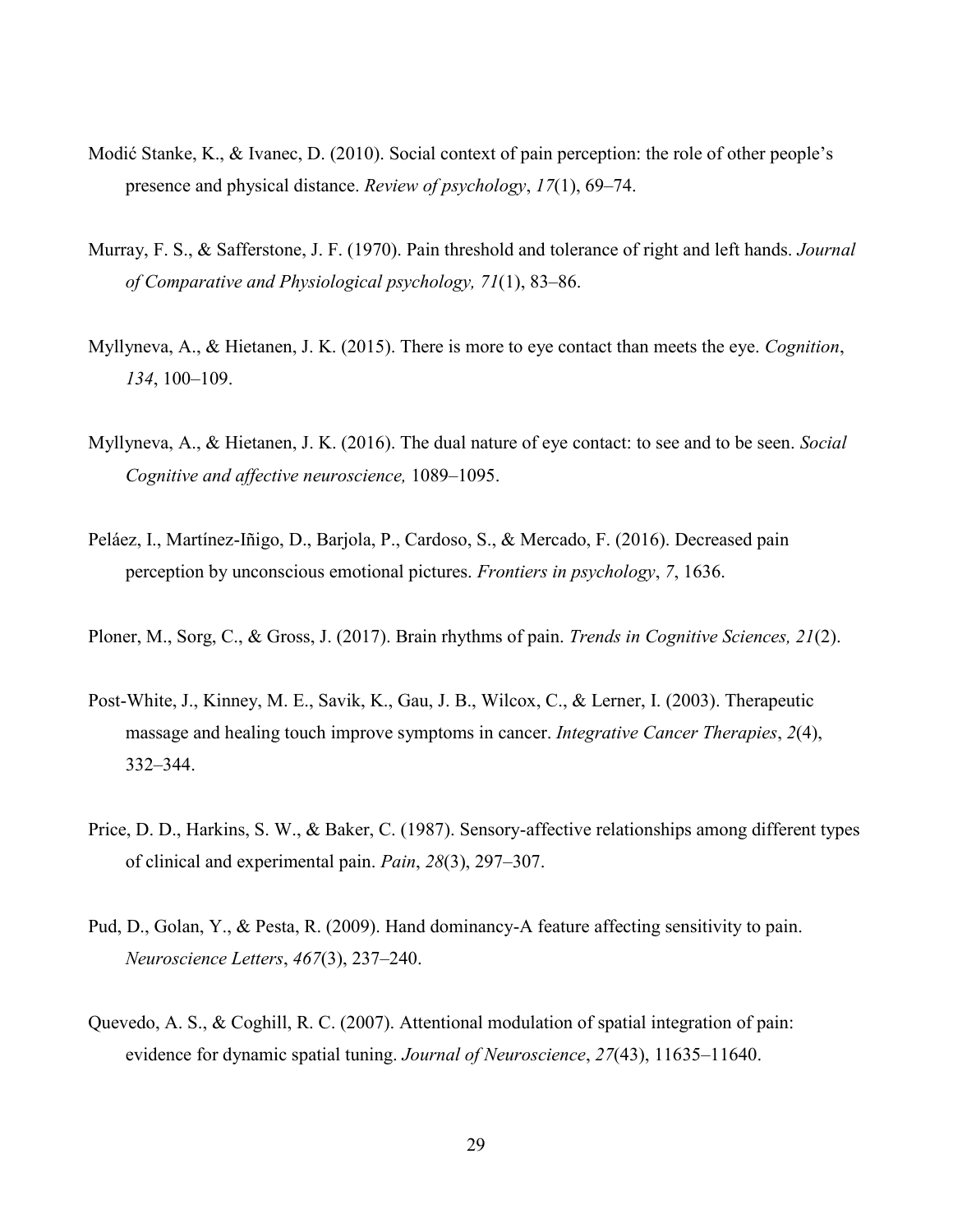Modić Stanke, K., & Ivanec, D. (2010). Social context of pain perception: the role of other people's presence and physical distance. *Review of psychology*, *17*(1), 69–74.

Murray, F. S., & Safferstone, J. F. (1970). Pain threshold and tolerance of right and left hands. *Journal of Comparative and Physiological psychology, 71*(1), 83–86.

Myllyneva, A., & Hietanen, J. K. (2015). There is more to eye contact than meets the eye. *Cognition*, *134*, 100–109.

Myllyneva, A., & Hietanen, J. K. (2016). The dual nature of eye contact: to see and to be seen. *Social Cognitive and affective neuroscience,* 1089–1095.

Peláez, I., Martínez-Iñigo, D., Barjola, P., Cardoso, S., & Mercado, F. (2016). Decreased pain perception by unconscious emotional pictures. *Frontiers in psychology*, *7*, 1636.

Ploner, M., Sorg, C., & Gross, J. (2017). Brain rhythms of pain. *Trends in Cognitive Sciences, 21*(2).

Post-White, J., Kinney, M. E., Savik, K., Gau, J. B., Wilcox, C., & Lerner, I. (2003). Therapeutic massage and healing touch improve symptoms in cancer. *Integrative Cancer Therapies*, *2*(4), 332–344.

Price, D. D., Harkins, S. W., & Baker, C. (1987). Sensory-affective relationships among different types of clinical and experimental pain. *Pain*, *28*(3), 297–307.

Pud, D., Golan, Y., & Pesta, R. (2009). Hand dominancy-A feature affecting sensitivity to pain. *Neuroscience Letters*, *467*(3), 237–240.

Quevedo, A. S., & Coghill, R. C. (2007). Attentional modulation of spatial integration of pain: evidence for dynamic spatial tuning. *Journal of Neuroscience*, *27*(43), 11635–11640.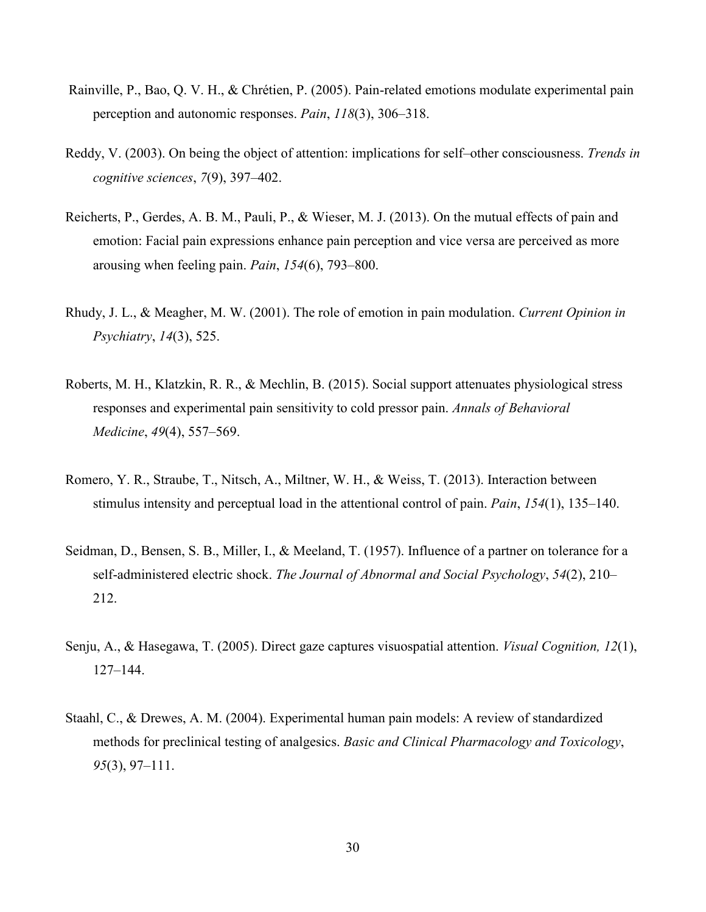Rainville, P., Bao, Q. V. H., & Chrétien, P. (2005). Pain-related emotions modulate experimental pain perception and autonomic responses. *Pain*, *118*(3), 306–318.

Reddy, V. (2003). On being the object of attention: implications for self–other consciousness. *Trends in cognitive sciences*, *7*(9), 397–402.

Reicherts, P., Gerdes, A. B. M., Pauli, P., & Wieser, M. J. (2013). On the mutual effects of pain and emotion: Facial pain expressions enhance pain perception and vice versa are perceived as more arousing when feeling pain. *Pain*, *154*(6), 793–800.

Rhudy, J. L., & Meagher, M. W. (2001). The role of emotion in pain modulation. *Current Opinion in Psychiatry*, *14*(3), 525.

Roberts, M. H., Klatzkin, R. R., & Mechlin, B. (2015). Social support attenuates physiological stress responses and experimental pain sensitivity to cold pressor pain. *Annals of Behavioral Medicine*, *49*(4), 557–569.

Romero, Y. R., Straube, T., Nitsch, A., Miltner, W. H., & Weiss, T. (2013). Interaction between stimulus intensity and perceptual load in the attentional control of pain. *Pain*, *154*(1), 135–140.

Seidman, D., Bensen, S. B., Miller, I., & Meeland, T. (1957). Influence of a partner on tolerance for a self-administered electric shock. *The Journal of Abnormal and Social Psychology*, *54*(2), 210–212.

Senju, A., & Hasegawa, T. (2005). Direct gaze captures visuospatial attention. *Visual Cognition, 12*(1), 127–144.

Staahl, C., & Drewes, A. M. (2004). Experimental human pain models: A review of standardized methods for preclinical testing of analgesics. *Basic and Clinical Pharmacology and Toxicology*, *95*(3), 97–111.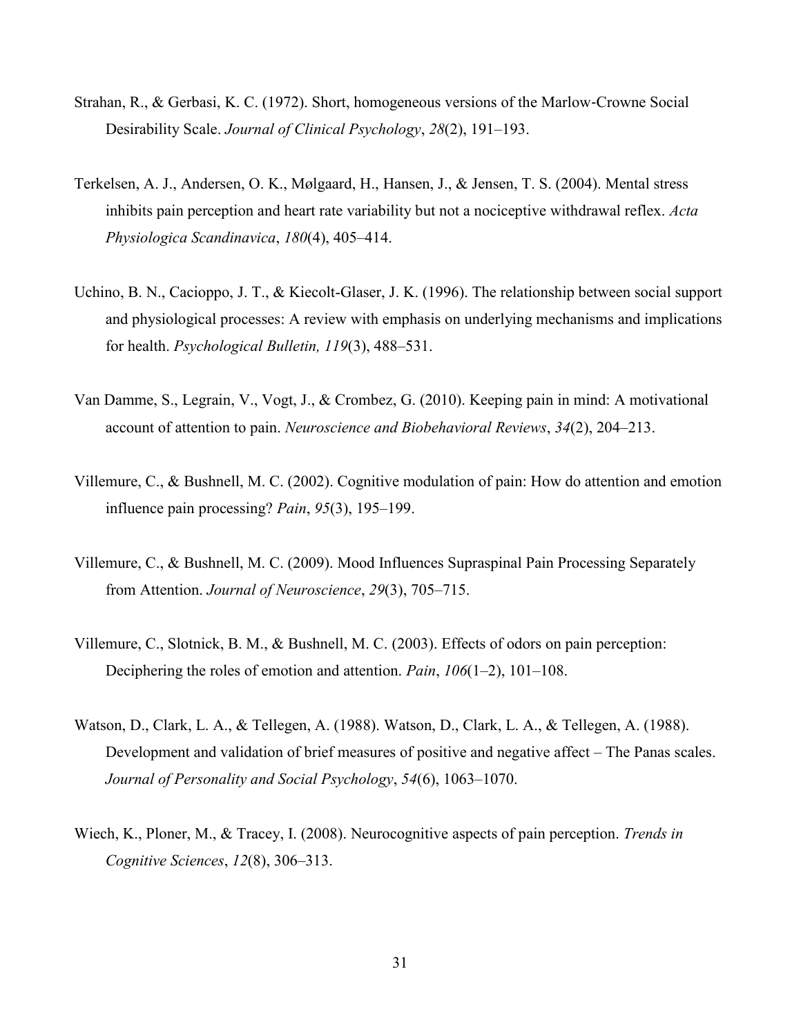Strahan, R., & Gerbasi, K. C. (1972). Short, homogeneous versions of the Marlow-Crowne Social Desirability Scale. *Journal of Clinical Psychology*, *28*(2), 191–193.

Terkelsen, A. J., Andersen, O. K., Mølgaard, H., Hansen, J., & Jensen, T. S. (2004). Mental stress inhibits pain perception and heart rate variability but not a nociceptive withdrawal reflex. *Acta Physiologica Scandinavica*, *180*(4), 405–414.

Uchino, B. N., Cacioppo, J. T., & Kiecolt-Glaser, J. K. (1996). The relationship between social support and physiological processes: A review with emphasis on underlying mechanisms and implications for health. *Psychological Bulletin, 119*(3), 488–531.

Van Damme, S., Legrain, V., Vogt, J., & Crombez, G. (2010). Keeping pain in mind: A motivational account of attention to pain. *Neuroscience and Biobehavioral Reviews*, *34*(2), 204–213.

Villemure, C., & Bushnell, M. C. (2002). Cognitive modulation of pain: How do attention and emotion influence pain processing? *Pain*, *95*(3), 195–199.

Villemure, C., & Bushnell, M. C. (2009). Mood Influences Supraspinal Pain Processing Separately from Attention. *Journal of Neuroscience*, *29*(3), 705–715.

Villemure, C., Slotnick, B. M., & Bushnell, M. C. (2003). Effects of odors on pain perception: Deciphering the roles of emotion and attention. *Pain*, *106*(1–2), 101–108.

Watson, D., Clark, L. A., & Tellegen, A. (1988). Watson, D., Clark, L. A., & Tellegen, A. (1988). Development and validation of brief measures of positive and negative affect – The Panas scales. *Journal of Personality and Social Psychology*, *54*(6), 1063–1070.

Wiech, K., Ploner, M., & Tracey, I. (2008). Neurocognitive aspects of pain perception. *Trends in Cognitive Sciences*, *12*(8), 306–313.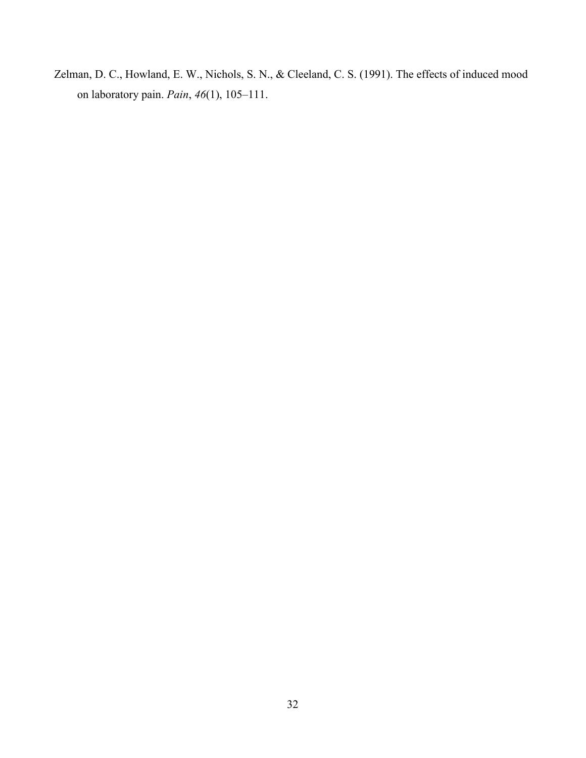Zelman, D. C., Howland, E. W., Nichols, S. N., & Cleeland, C. S. (1991). The effects of induced mood on laboratory pain. *Pain*, *46*(1), 105–111.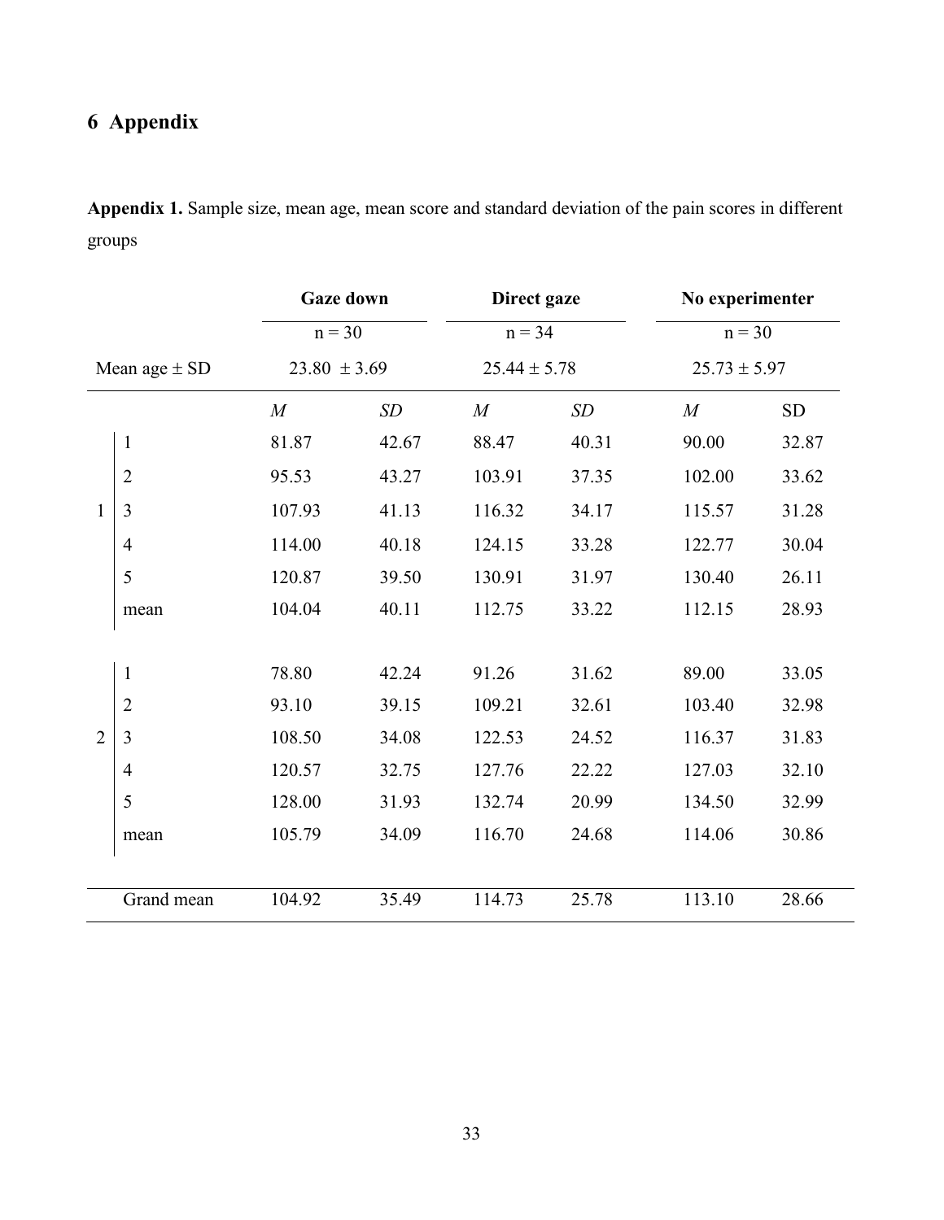# 6 Appendix

**Appendix 1.** Sample size, mean age, mean score and standard deviation of the pain scores in different groups

| | | Gaze down | | Direct gaze | | No experimenter | |
|---|---|---|---|---|---|---|---|
| | | n = 30 | | n = 34 | | n = 30 | |
| Mean age ± SD | | 23.80 ± 3.69 | | 25.44 ± 5.78 | | 25.73 ± 5.97 | |
| | | *M* | *SD* | *M* | *SD* | *M* | SD |
| 1 | 1 | 81.87 | 42.67 | 88.47 | 40.31 | 90.00 | 32.87 |
| | 2 | 95.53 | 43.27 | 103.91 | 37.35 | 102.00 | 33.62 |
| | 3 | 107.93 | 41.13 | 116.32 | 34.17 | 115.57 | 31.28 |
| | 4 | 114.00 | 40.18 | 124.15 | 33.28 | 122.77 | 30.04 |
| | 5 | 120.87 | 39.50 | 130.91 | 31.97 | 130.40 | 26.11 |
| | mean | 104.04 | 40.11 | 112.75 | 33.22 | 112.15 | 28.93 |
| 2 | 1 | 78.80 | 42.24 | 91.26 | 31.62 | 89.00 | 33.05 |
| | 2 | 93.10 | 39.15 | 109.21 | 32.61 | 103.40 | 32.98 |
| | 3 | 108.50 | 34.08 | 122.53 | 24.52 | 116.37 | 31.83 |
| | 4 | 120.57 | 32.75 | 127.76 | 22.22 | 127.03 | 32.10 |
| | 5 | 128.00 | 31.93 | 132.74 | 20.99 | 134.50 | 32.99 |
| | mean | 105.79 | 34.09 | 116.70 | 24.68 | 114.06 | 30.86 |
| | Grand mean | 104.92 | 35.49 | 114.73 | 25.78 | 113.10 | 28.66 |